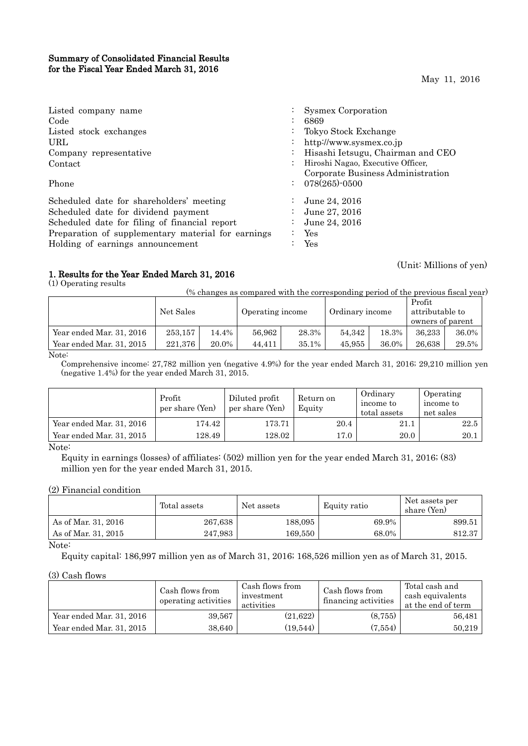# Summary of Consolidated Financial Results for the Fiscal Year Ended March 31, 2016

May 11, 2016

| | | |
|---|---|---|
| Listed company name | : | Sysmex Corporation |
| Code | : | 6869 |
| Listed stock exchanges | : | Tokyo Stock Exchange |
| URL | : | http://www.sysmex.co.jp |
| Company representative | : | Hisashi Ietsugu, Chairman and CEO |
| Contact | : | Hiroshi Nagao, Executive Officer, Corporate Business Administration |
| Phone | : | 078(265)-0500 |
| Scheduled date for shareholders' meeting | : | June 24, 2016 |
| Scheduled date for dividend payment | : | June 27, 2016 |
| Scheduled date for filing of financial report | : | June 24, 2016 |
| Preparation of supplementary material for earnings | : | Yes |
| Holding of earnings announcement | : | Yes |

(Unit: Millions of yen)

## 1. Results for the Year Ended March 31, 2016

(1) Operating results

(% changes as compared with the corresponding period of the previous fiscal year)

| | Net Sales | | Operating income | | Ordinary income | | Profit attributable to owners of parent | |
|---|---|---|---|---|---|---|---|---|
| Year ended Mar. 31, 2016 | 253,157 | 14.4% | 56,962 | 28.3% | 54,342 | 18.3% | 36,233 | 36.0% |
| Year ended Mar. 31, 2015 | 221,376 | 20.0% | 44,411 | 35.1% | 45,955 | 36.0% | 26,638 | 29.5% |

Note:

Comprehensive income: 27,782 million yen (negative 4.9%) for the year ended March 31, 2016; 29,210 million yen (negative 1.4%) for the year ended March 31, 2015.

| | Profit per share (Yen) | Diluted profit per share (Yen) | Return on Equity | Ordinary income to total assets | Operating income to net sales |
|---|---|---|---|---|---|
| Year ended Mar. 31, 2016 | 174.42 | 173.71 | 20.4 | 21.1 | 22.5 |
| Year ended Mar. 31, 2015 | 128.49 | 128.02 | 17.0 | 20.0 | 20.1 |

Note:

Equity in earnings (losses) of affiliates: (502) million yen for the year ended March 31, 2016; (83) million yen for the year ended March 31, 2015.

(2) Financial condition

| | Total assets | Net assets | Equity ratio | Net assets per share (Yen) |
|---|---|---|---|---|
| As of Mar. 31, 2016 | 267,638 | 188,095 | 69.9% | 899.51 |
| As of Mar. 31, 2015 | 247,983 | 169,550 | 68.0% | 812.37 |

Note:

Equity capital: 186,997 million yen as of March 31, 2016; 168,526 million yen as of March 31, 2015.

(3) Cash flows

| | Cash flows from operating activities | Cash flows from investment activities | Cash flows from financing activities | Total cash and cash equivalents at the end of term |
|---|---|---|---|---|
| Year ended Mar. 31, 2016 | 39,567 | (21,622) | (8,755) | 56,481 |
| Year ended Mar. 31, 2015 | 38,640 | (19,544) | (7,554) | 50,219 |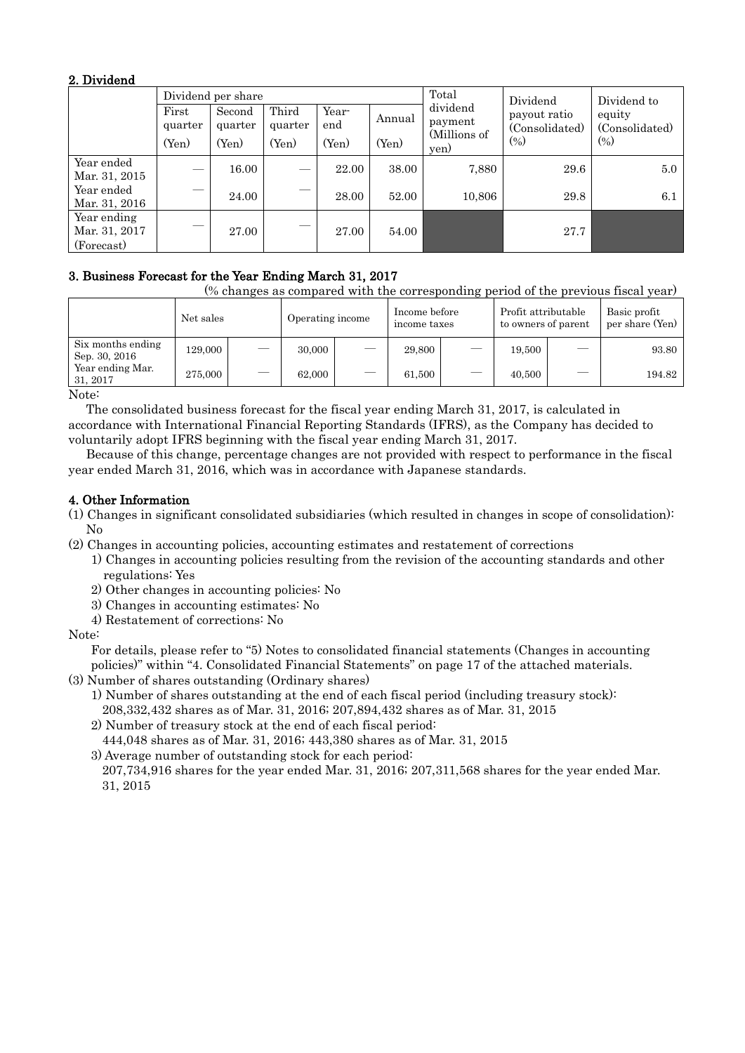## 2. Dividend

| | Dividend per share | | | | | Total dividend payment (Millions of yen) | Dividend payout ratio (Consolidated) (%) | Dividend to equity (Consolidated) (%) |
|---|---|---|---|---|---|---|---|---|
| | First quarter (Yen) | Second quarter (Yen) | Third quarter (Yen) | Year-end (Yen) | Annual (Yen) | | | |
| Year ended Mar. 31, 2015 | — | 16.00 | — | 22.00 | 38.00 | 7,880 | 29.6 | 5.0 |
| Year ended Mar. 31, 2016 | — | 24.00 | — | 28.00 | 52.00 | 10,806 | 29.8 | 6.1 |
| Year ending Mar. 31, 2017 (Forecast) | — | 27.00 | — | 27.00 | 54.00 | | 27.7 | |

## 3. Business Forecast for the Year Ending March 31, 2017

(% changes as compared with the corresponding period of the previous fiscal year)

| | Net sales | | Operating income | | Income before income taxes | | Profit attributable to owners of parent | | Basic profit per share (Yen) |
|---|---|---|---|---|---|---|---|---|---|
| Six months ending Sep. 30, 2016 | 129,000 | — | 30,000 | — | 29,800 | — | 19,500 | — | 93.80 |
| Year ending Mar. 31, 2017 | 275,000 | — | 62,000 | — | 61,500 | — | 40,500 | — | 194.82 |

Note:

The consolidated business forecast for the fiscal year ending March 31, 2017, is calculated in accordance with International Financial Reporting Standards (IFRS), as the Company has decided to voluntarily adopt IFRS beginning with the fiscal year ending March 31, 2017.

Because of this change, percentage changes are not provided with respect to performance in the fiscal year ended March 31, 2016, which was in accordance with Japanese standards.

## 4. Other Information

(1) Changes in significant consolidated subsidiaries (which resulted in changes in scope of consolidation): No

(2) Changes in accounting policies, accounting estimates and restatement of corrections

1) Changes in accounting policies resulting from the revision of the accounting standards and other regulations: Yes

2) Other changes in accounting policies: No

3) Changes in accounting estimates: No

4) Restatement of corrections: No

Note:

For details, please refer to "5) Notes to consolidated financial statements (Changes in accounting policies)" within "4. Consolidated Financial Statements" on page 17 of the attached materials.

(3) Number of shares outstanding (Ordinary shares)

1) Number of shares outstanding at the end of each fiscal period (including treasury stock): 208,332,432 shares as of Mar. 31, 2016; 207,894,432 shares as of Mar. 31, 2015

2) Number of treasury stock at the end of each fiscal period: 444,048 shares as of Mar. 31, 2016; 443,380 shares as of Mar. 31, 2015

3) Average number of outstanding stock for each period: 207,734,916 shares for the year ended Mar. 31, 2016; 207,311,568 shares for the year ended Mar. 31, 2015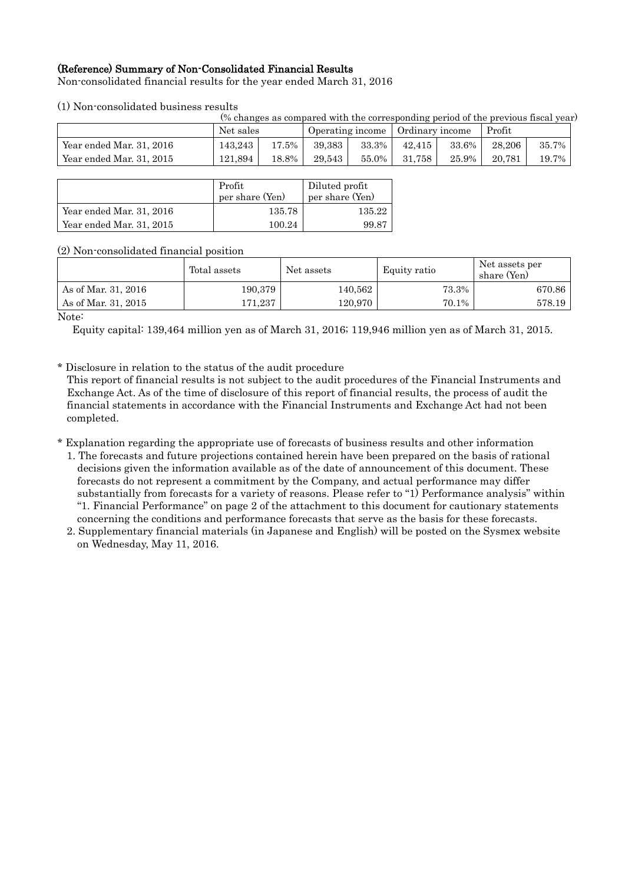### (Reference) Summary of Non-Consolidated Financial Results

Non-consolidated financial results for the year ended March 31, 2016

(1) Non-consolidated business results

(% changes as compared with the corresponding period of the previous fiscal year)

| | Net sales | | Operating income | | Ordinary income | | Profit | |
|---|---|---|---|---|---|---|---|---|
| Year ended Mar. 31, 2016 | 143,243 | 17.5% | 39,383 | 33.3% | 42,415 | 33.6% | 28,206 | 35.7% |
| Year ended Mar. 31, 2015 | 121,894 | 18.8% | 29,543 | 55.0% | 31,758 | 25.9% | 20,781 | 19.7% |

| | Profit per share (Yen) | Diluted profit per share (Yen) |
|---|---|---|
| Year ended Mar. 31, 2016 | 135.78 | 135.22 |
| Year ended Mar. 31, 2015 | 100.24 | 99.87 |

(2) Non-consolidated financial position

| | Total assets | Net assets | Equity ratio | Net assets per share (Yen) |
|---|---|---|---|---|
| As of Mar. 31, 2016 | 190,379 | 140,562 | 73.3% | 670.86 |
| As of Mar. 31, 2015 | 171,237 | 120,970 | 70.1% | 578.19 |

Note:

Equity capital: 139,464 million yen as of March 31, 2016; 119,946 million yen as of March 31, 2015.

\* Disclosure in relation to the status of the audit procedure

This report of financial results is not subject to the audit procedures of the Financial Instruments and Exchange Act. As of the time of disclosure of this report of financial results, the process of audit the financial statements in accordance with the Financial Instruments and Exchange Act had not been completed.

\* Explanation regarding the appropriate use of forecasts of business results and other information

1. The forecasts and future projections contained herein have been prepared on the basis of rational decisions given the information available as of the date of announcement of this document. These forecasts do not represent a commitment by the Company, and actual performance may differ substantially from forecasts for a variety of reasons. Please refer to "1) Performance analysis" within "1. Financial Performance" on page 2 of the attachment to this document for cautionary statements concerning the conditions and performance forecasts that serve as the basis for these forecasts.
2. Supplementary financial materials (in Japanese and English) will be posted on the Sysmex website on Wednesday, May 11, 2016.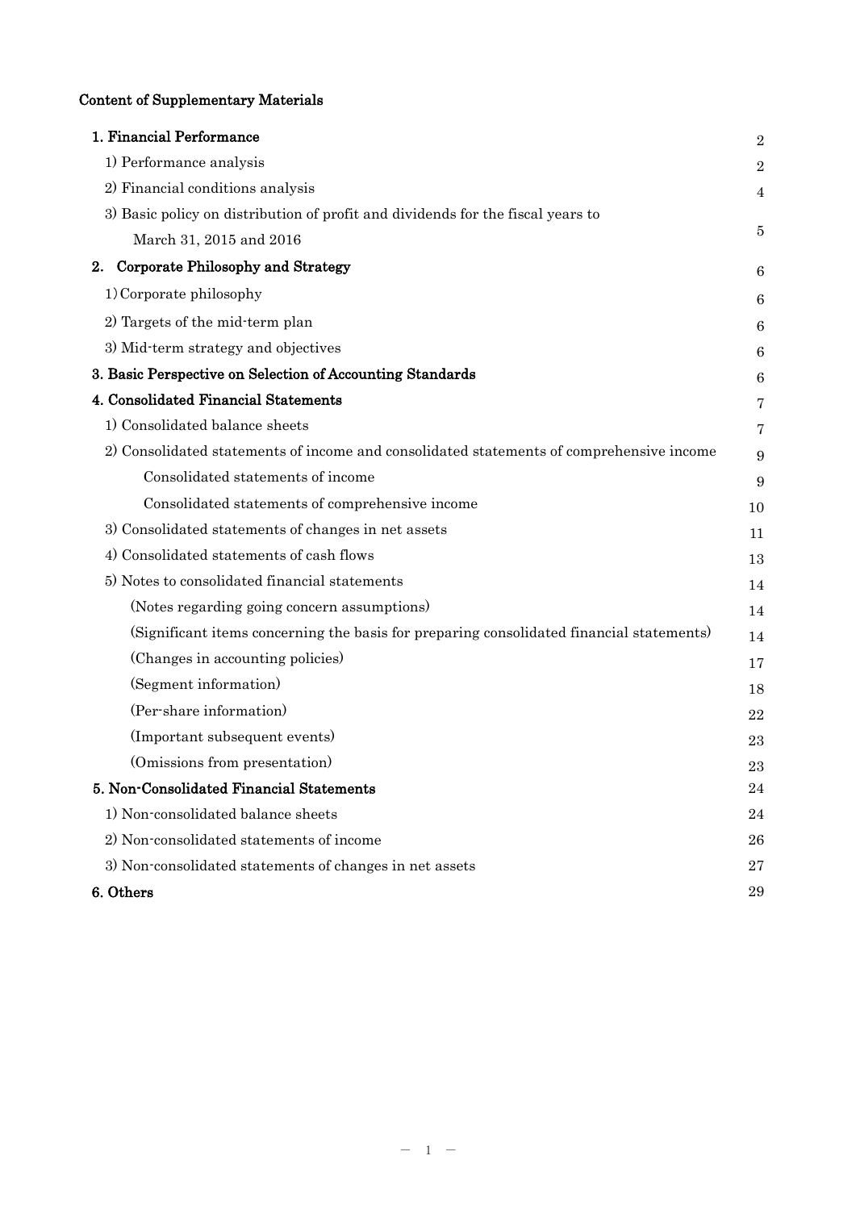## Content of Supplementary Materials

| | |
|---|---|
| **1. Financial Performance** | 2 |
| 1) Performance analysis | 2 |
| 2) Financial conditions analysis | 4 |
| 3) Basic policy on distribution of profit and dividends for the fiscal years to March 31, 2015 and 2016 | 5 |
| **2. Corporate Philosophy and Strategy** | 6 |
| 1) Corporate philosophy | 6 |
| 2) Targets of the mid-term plan | 6 |
| 3) Mid-term strategy and objectives | 6 |
| **3. Basic Perspective on Selection of Accounting Standards** | 6 |
| **4. Consolidated Financial Statements** | 7 |
| 1) Consolidated balance sheets | 7 |
| 2) Consolidated statements of income and consolidated statements of comprehensive income | 9 |
| Consolidated statements of income | 9 |
| Consolidated statements of comprehensive income | 10 |
| 3) Consolidated statements of changes in net assets | 11 |
| 4) Consolidated statements of cash flows | 13 |
| 5) Notes to consolidated financial statements | 14 |
| (Notes regarding going concern assumptions) | 14 |
| (Significant items concerning the basis for preparing consolidated financial statements) | 14 |
| (Changes in accounting policies) | 17 |
| (Segment information) | 18 |
| (Per-share information) | 22 |
| (Important subsequent events) | 23 |
| (Omissions from presentation) | 23 |
| **5. Non-Consolidated Financial Statements** | 24 |
| 1) Non-consolidated balance sheets | 24 |
| 2) Non-consolidated statements of income | 26 |
| 3) Non-consolidated statements of changes in net assets | 27 |
| **6. Others** | 29 |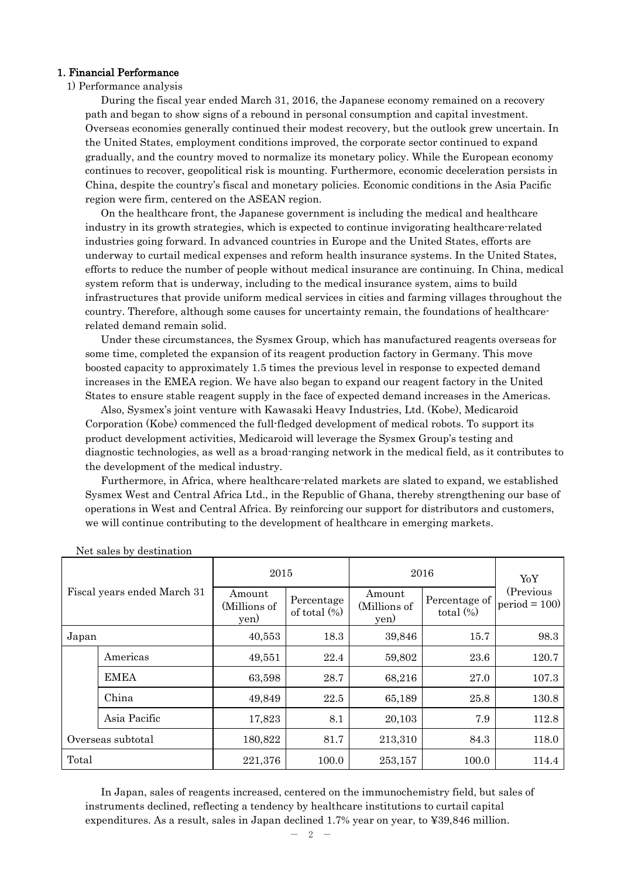## 1. Financial Performance

### 1) Performance analysis

During the fiscal year ended March 31, 2016, the Japanese economy remained on a recovery path and began to show signs of a rebound in personal consumption and capital investment. Overseas economies generally continued their modest recovery, but the outlook grew uncertain. In the United States, employment conditions improved, the corporate sector continued to expand gradually, and the country moved to normalize its monetary policy. While the European economy continues to recover, geopolitical risk is mounting. Furthermore, economic deceleration persists in China, despite the country's fiscal and monetary policies. Economic conditions in the Asia Pacific region were firm, centered on the ASEAN region.

On the healthcare front, the Japanese government is including the medical and healthcare industry in its growth strategies, which is expected to continue invigorating healthcare-related industries going forward. In advanced countries in Europe and the United States, efforts are underway to curtail medical expenses and reform health insurance systems. In the United States, efforts to reduce the number of people without medical insurance are continuing. In China, medical system reform that is underway, including to the medical insurance system, aims to build infrastructures that provide uniform medical services in cities and farming villages throughout the country. Therefore, although some causes for uncertainty remain, the foundations of healthcare-related demand remain solid.

Under these circumstances, the Sysmex Group, which has manufactured reagents overseas for some time, completed the expansion of its reagent production factory in Germany. This move boosted capacity to approximately 1.5 times the previous level in response to expected demand increases in the EMEA region. We have also began to expand our reagent factory in the United States to ensure stable reagent supply in the face of expected demand increases in the Americas.

Also, Sysmex's joint venture with Kawasaki Heavy Industries, Ltd. (Kobe), Medicaroid Corporation (Kobe) commenced the full-fledged development of medical robots. To support its product development activities, Medicaroid will leverage the Sysmex Group's testing and diagnostic technologies, as well as a broad-ranging network in the medical field, as it contributes to the development of the medical industry.

Furthermore, in Africa, where healthcare-related markets are slated to expand, we established Sysmex West and Central Africa Ltd., in the Republic of Ghana, thereby strengthening our base of operations in West and Central Africa. By reinforcing our support for distributors and customers, we will continue contributing to the development of healthcare in emerging markets.

Net sales by destination

| Fiscal years ended March 31 | | 2015 | | 2016 | | YoY (Previous period = 100) |
|---|---|---|---|---|---|---|
| | | Amount (Millions of yen) | Percentage of total (%) | Amount (Millions of yen) | Percentage of total (%) | |
| Japan | | 40,553 | 18.3 | 39,846 | 15.7 | 98.3 |
| | Americas | 49,551 | 22.4 | 59,802 | 23.6 | 120.7 |
| | EMEA | 63,598 | 28.7 | 68,216 | 27.0 | 107.3 |
| | China | 49,849 | 22.5 | 65,189 | 25.8 | 130.8 |
| | Asia Pacific | 17,823 | 8.1 | 20,103 | 7.9 | 112.8 |
| Overseas subtotal | | 180,822 | 81.7 | 213,310 | 84.3 | 118.0 |
| Total | | 221,376 | 100.0 | 253,157 | 100.0 | 114.4 |

In Japan, sales of reagents increased, centered on the immunochemistry field, but sales of instruments declined, reflecting a tendency by healthcare institutions to curtail capital expenditures. As a result, sales in Japan declined 1.7% year on year, to ¥39,846 million.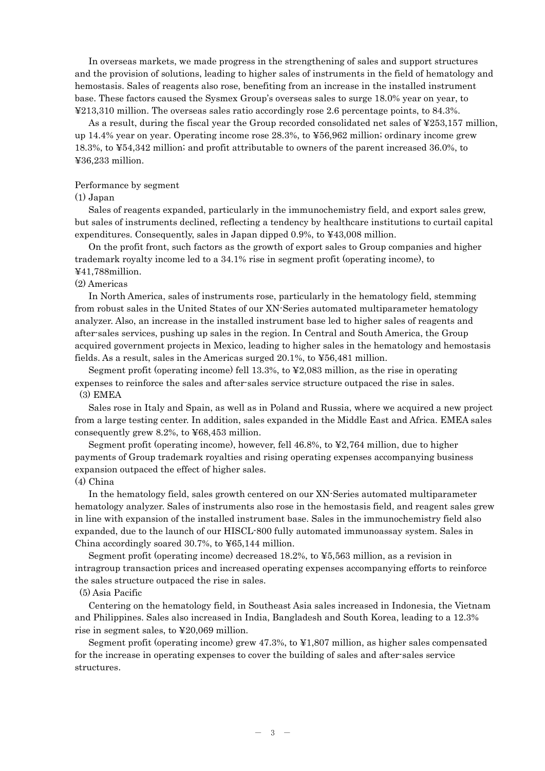In overseas markets, we made progress in the strengthening of sales and support structures and the provision of solutions, leading to higher sales of instruments in the field of hematology and hemostasis. Sales of reagents also rose, benefiting from an increase in the installed instrument base. These factors caused the Sysmex Group's overseas sales to surge 18.0% year on year, to ¥213,310 million. The overseas sales ratio accordingly rose 2.6 percentage points, to 84.3%.

As a result, during the fiscal year the Group recorded consolidated net sales of ¥253,157 million, up 14.4% year on year. Operating income rose 28.3%, to ¥56,962 million; ordinary income grew 18.3%, to ¥54,342 million; and profit attributable to owners of the parent increased 36.0%, to ¥36,233 million.

Performance by segment

(1) Japan

Sales of reagents expanded, particularly in the immunochemistry field, and export sales grew, but sales of instruments declined, reflecting a tendency by healthcare institutions to curtail capital expenditures. Consequently, sales in Japan dipped 0.9%, to ¥43,008 million.

On the profit front, such factors as the growth of export sales to Group companies and higher trademark royalty income led to a 34.1% rise in segment profit (operating income), to ¥41,788million.

(2) Americas

In North America, sales of instruments rose, particularly in the hematology field, stemming from robust sales in the United States of our XN-Series automated multiparameter hematology analyzer. Also, an increase in the installed instrument base led to higher sales of reagents and after-sales services, pushing up sales in the region. In Central and South America, the Group acquired government projects in Mexico, leading to higher sales in the hematology and hemostasis fields. As a result, sales in the Americas surged 20.1%, to ¥56,481 million.

Segment profit (operating income) fell 13.3%, to ¥2,083 million, as the rise in operating expenses to reinforce the sales and after-sales service structure outpaced the rise in sales.

(3) EMEA

Sales rose in Italy and Spain, as well as in Poland and Russia, where we acquired a new project from a large testing center. In addition, sales expanded in the Middle East and Africa. EMEA sales consequently grew 8.2%, to ¥68,453 million.

Segment profit (operating income), however, fell 46.8%, to ¥2,764 million, due to higher payments of Group trademark royalties and rising operating expenses accompanying business expansion outpaced the effect of higher sales.

(4) China

In the hematology field, sales growth centered on our XN-Series automated multiparameter hematology analyzer. Sales of instruments also rose in the hemostasis field, and reagent sales grew in line with expansion of the installed instrument base. Sales in the immunochemistry field also expanded, due to the launch of our HISCL-800 fully automated immunoassay system. Sales in China accordingly soared 30.7%, to ¥65,144 million.

Segment profit (operating income) decreased 18.2%, to ¥5,563 million, as a revision in intragroup transaction prices and increased operating expenses accompanying efforts to reinforce the sales structure outpaced the rise in sales.

(5) Asia Pacific

Centering on the hematology field, in Southeast Asia sales increased in Indonesia, the Vietnam and Philippines. Sales also increased in India, Bangladesh and South Korea, leading to a 12.3% rise in segment sales, to ¥20,069 million.

Segment profit (operating income) grew 47.3%, to ¥1,807 million, as higher sales compensated for the increase in operating expenses to cover the building of sales and after-sales service structures.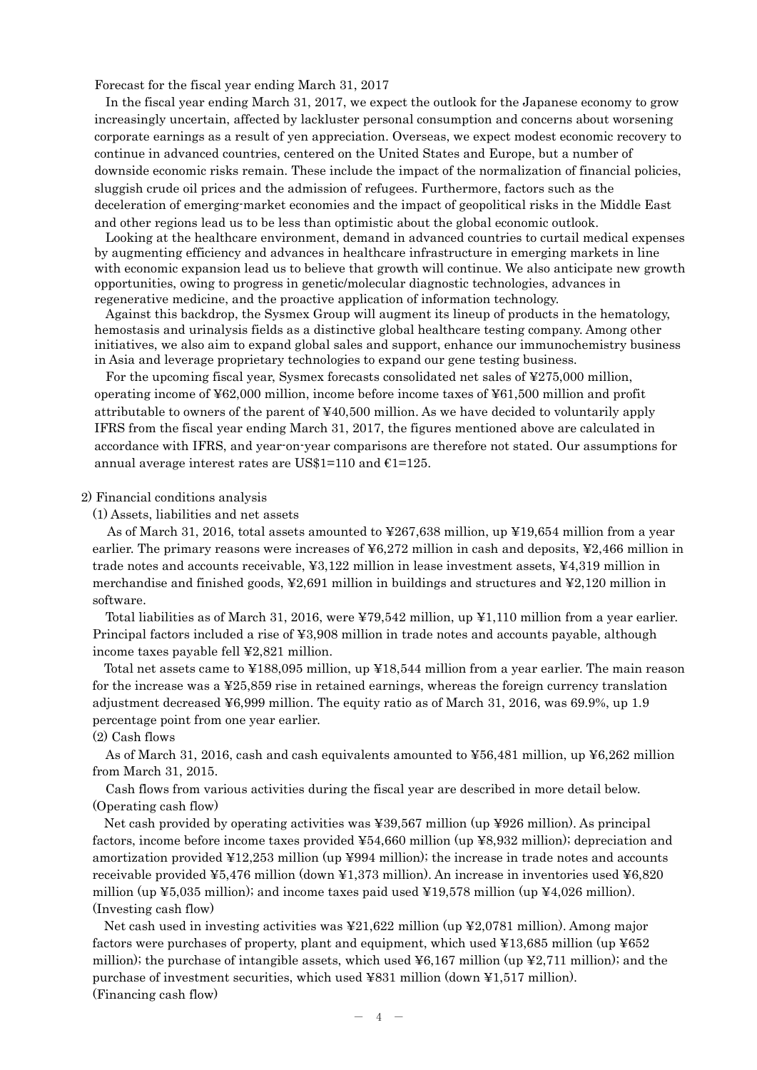Forecast for the fiscal year ending March 31, 2017

In the fiscal year ending March 31, 2017, we expect the outlook for the Japanese economy to grow increasingly uncertain, affected by lackluster personal consumption and concerns about worsening corporate earnings as a result of yen appreciation. Overseas, we expect modest economic recovery to continue in advanced countries, centered on the United States and Europe, but a number of downside economic risks remain. These include the impact of the normalization of financial policies, sluggish crude oil prices and the admission of refugees. Furthermore, factors such as the deceleration of emerging-market economies and the impact of geopolitical risks in the Middle East and other regions lead us to be less than optimistic about the global economic outlook.

Looking at the healthcare environment, demand in advanced countries to curtail medical expenses by augmenting efficiency and advances in healthcare infrastructure in emerging markets in line with economic expansion lead us to believe that growth will continue. We also anticipate new growth opportunities, owing to progress in genetic/molecular diagnostic technologies, advances in regenerative medicine, and the proactive application of information technology.

Against this backdrop, the Sysmex Group will augment its lineup of products in the hematology, hemostasis and urinalysis fields as a distinctive global healthcare testing company. Among other initiatives, we also aim to expand global sales and support, enhance our immunochemistry business in Asia and leverage proprietary technologies to expand our gene testing business.

For the upcoming fiscal year, Sysmex forecasts consolidated net sales of ¥275,000 million, operating income of ¥62,000 million, income before income taxes of ¥61,500 million and profit attributable to owners of the parent of ¥40,500 million. As we have decided to voluntarily apply IFRS from the fiscal year ending March 31, 2017, the figures mentioned above are calculated in accordance with IFRS, and year-on-year comparisons are therefore not stated. Our assumptions for annual average interest rates are US$1=110 and €1=125.

2) Financial conditions analysis

(1) Assets, liabilities and net assets

As of March 31, 2016, total assets amounted to ¥267,638 million, up ¥19,654 million from a year earlier. The primary reasons were increases of ¥6,272 million in cash and deposits, ¥2,466 million in trade notes and accounts receivable, ¥3,122 million in lease investment assets, ¥4,319 million in merchandise and finished goods, ¥2,691 million in buildings and structures and ¥2,120 million in software.

Total liabilities as of March 31, 2016, were ¥79,542 million, up ¥1,110 million from a year earlier. Principal factors included a rise of ¥3,908 million in trade notes and accounts payable, although income taxes payable fell ¥2,821 million.

Total net assets came to ¥188,095 million, up ¥18,544 million from a year earlier. The main reason for the increase was a ¥25,859 rise in retained earnings, whereas the foreign currency translation adjustment decreased ¥6,999 million. The equity ratio as of March 31, 2016, was 69.9%, up 1.9 percentage point from one year earlier.

(2) Cash flows

As of March 31, 2016, cash and cash equivalents amounted to ¥56,481 million, up ¥6,262 million from March 31, 2015.

Cash flows from various activities during the fiscal year are described in more detail below.

(Operating cash flow)

Net cash provided by operating activities was ¥39,567 million (up ¥926 million). As principal factors, income before income taxes provided ¥54,660 million (up ¥8,932 million); depreciation and amortization provided ¥12,253 million (up ¥994 million); the increase in trade notes and accounts receivable provided ¥5,476 million (down ¥1,373 million). An increase in inventories used ¥6,820 million (up ¥5,035 million); and income taxes paid used ¥19,578 million (up ¥4,026 million).

(Investing cash flow)

Net cash used in investing activities was ¥21,622 million (up ¥2,0781 million). Among major factors were purchases of property, plant and equipment, which used ¥13,685 million (up ¥652 million); the purchase of intangible assets, which used ¥6,167 million (up ¥2,711 million); and the purchase of investment securities, which used ¥831 million (down ¥1,517 million).

(Financing cash flow)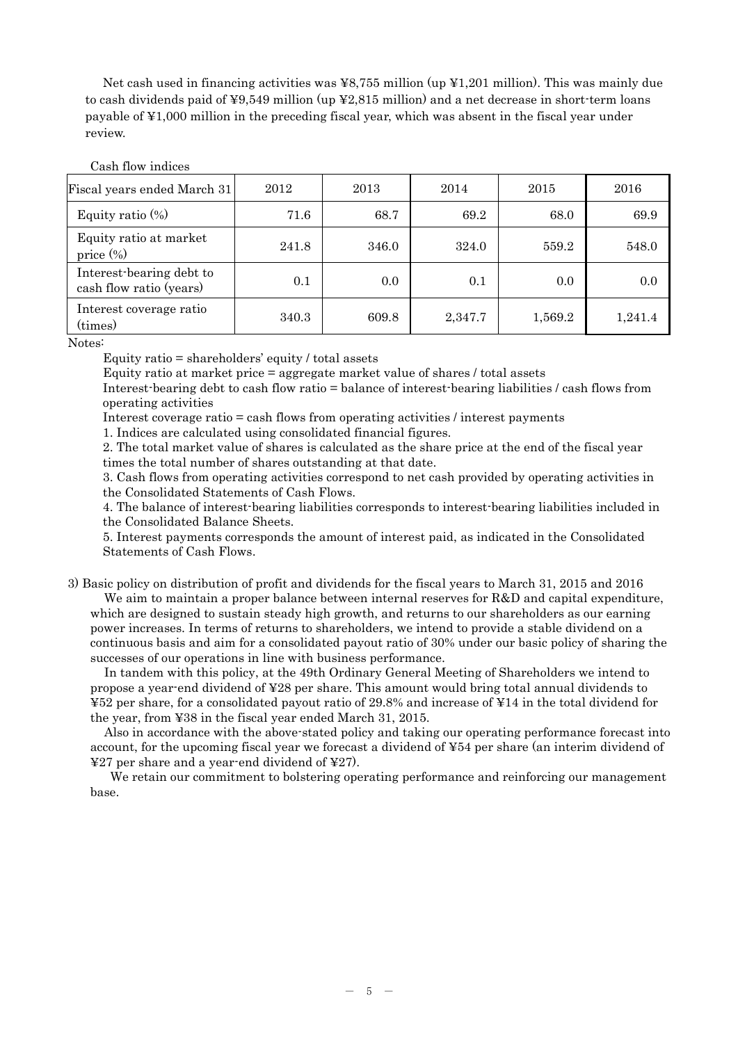Net cash used in financing activities was ¥8,755 million (up ¥1,201 million). This was mainly due to cash dividends paid of ¥9,549 million (up ¥2,815 million) and a net decrease in short-term loans payable of ¥1,000 million in the preceding fiscal year, which was absent in the fiscal year under review.

Cash flow indices

| Fiscal years ended March 31 | 2012 | 2013 | 2014 | 2015 | 2016 |
|---|---|---|---|---|---|
| Equity ratio (%) | 71.6 | 68.7 | 69.2 | 68.0 | 69.9 |
| Equity ratio at market price (%) | 241.8 | 346.0 | 324.0 | 559.2 | 548.0 |
| Interest-bearing debt to cash flow ratio (years) | 0.1 | 0.0 | 0.1 | 0.0 | 0.0 |
| Interest coverage ratio (times) | 340.3 | 609.8 | 2,347.7 | 1,569.2 | 1,241.4 |

Notes:

Equity ratio = shareholders' equity / total assets

Equity ratio at market price = aggregate market value of shares / total assets

Interest-bearing debt to cash flow ratio = balance of interest-bearing liabilities / cash flows from operating activities

Interest coverage ratio = cash flows from operating activities / interest payments

1. Indices are calculated using consolidated financial figures.
2. The total market value of shares is calculated as the share price at the end of the fiscal year times the total number of shares outstanding at that date.
3. Cash flows from operating activities correspond to net cash provided by operating activities in the Consolidated Statements of Cash Flows.
4. The balance of interest-bearing liabilities corresponds to interest-bearing liabilities included in the Consolidated Balance Sheets.
5. Interest payments corresponds the amount of interest paid, as indicated in the Consolidated Statements of Cash Flows.

3) Basic policy on distribution of profit and dividends for the fiscal years to March 31, 2015 and 2016

We aim to maintain a proper balance between internal reserves for R&D and capital expenditure, which are designed to sustain steady high growth, and returns to our shareholders as our earning power increases. In terms of returns to shareholders, we intend to provide a stable dividend on a continuous basis and aim for a consolidated payout ratio of 30% under our basic policy of sharing the successes of our operations in line with business performance.

In tandem with this policy, at the 49th Ordinary General Meeting of Shareholders we intend to propose a year-end dividend of ¥28 per share. This amount would bring total annual dividends to ¥52 per share, for a consolidated payout ratio of 29.8% and increase of ¥14 in the total dividend for the year, from ¥38 in the fiscal year ended March 31, 2015.

Also in accordance with the above-stated policy and taking our operating performance forecast into account, for the upcoming fiscal year we forecast a dividend of ¥54 per share (an interim dividend of ¥27 per share and a year-end dividend of ¥27).

We retain our commitment to bolstering operating performance and reinforcing our management base.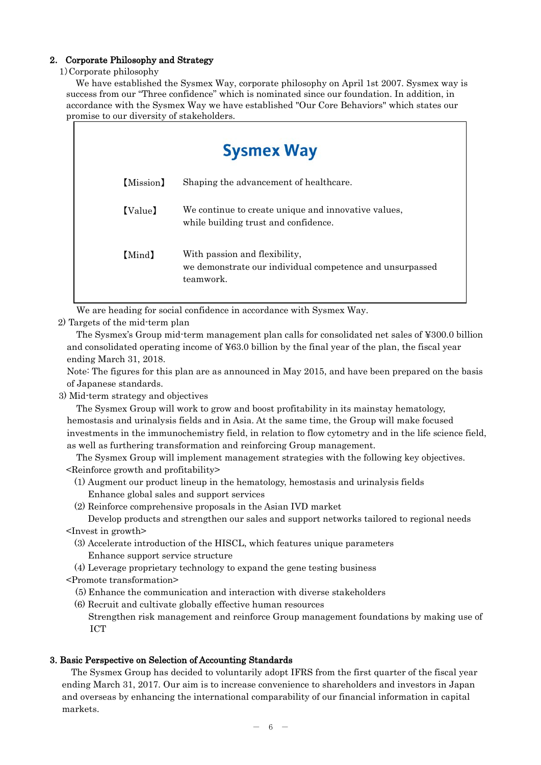## 2. Corporate Philosophy and Strategy

1) Corporate philosophy

We have established the Sysmex Way, corporate philosophy on April 1st 2007. Sysmex way is success from our "Three confidence" which is nominated since our foundation. In addition, in accordance with the Sysmex Way we have established "Our Core Behaviors" which states our promise to our diversity of stakeholders.

> **Sysmex Way**
>
> 【Mission】 Shaping the advancement of healthcare.
>
> 【Value】 We continue to create unique and innovative values, while building trust and confidence.
>
> 【Mind】 With passion and flexibility, we demonstrate our individual competence and unsurpassed teamwork.

We are heading for social confidence in accordance with Sysmex Way.

2) Targets of the mid-term plan

The Sysmex's Group mid-term management plan calls for consolidated net sales of ¥300.0 billion and consolidated operating income of ¥63.0 billion by the final year of the plan, the fiscal year ending March 31, 2018.

Note: The figures for this plan are as announced in May 2015, and have been prepared on the basis of Japanese standards.

3) Mid-term strategy and objectives

The Sysmex Group will work to grow and boost profitability in its mainstay hematology, hemostasis and urinalysis fields and in Asia. At the same time, the Group will make focused investments in the immunochemistry field, in relation to flow cytometry and in the life science field, as well as furthering transformation and reinforcing Group management.

The Sysmex Group will implement management strategies with the following key objectives.

<Reinforce growth and profitability>

(1) Augment our product lineup in the hematology, hemostasis and urinalysis fields
Enhance global sales and support services

(2) Reinforce comprehensive proposals in the Asian IVD market
Develop products and strengthen our sales and support networks tailored to regional needs

<Invest in growth>

(3) Accelerate introduction of the HISCL, which features unique parameters
Enhance support service structure

(4) Leverage proprietary technology to expand the gene testing business

<Promote transformation>

(5) Enhance the communication and interaction with diverse stakeholders

(6) Recruit and cultivate globally effective human resources
Strengthen risk management and reinforce Group management foundations by making use of ICT

## 3. Basic Perspective on Selection of Accounting Standards

The Sysmex Group has decided to voluntarily adopt IFRS from the first quarter of the fiscal year ending March 31, 2017. Our aim is to increase convenience to shareholders and investors in Japan and overseas by enhancing the international comparability of our financial information in capital markets.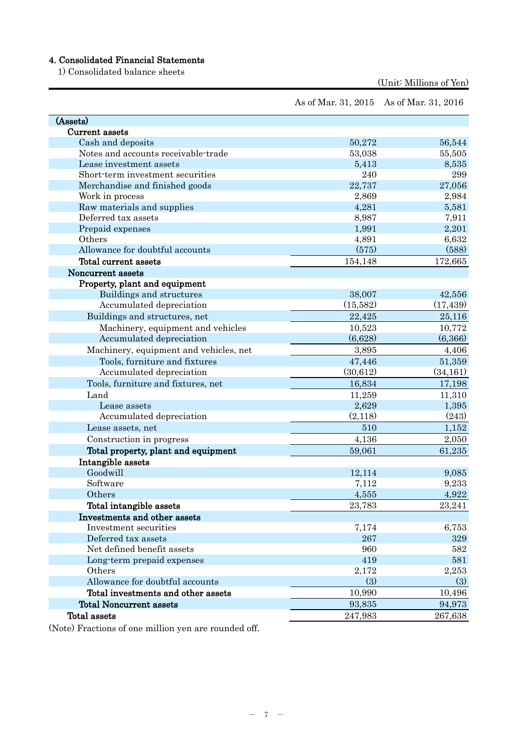## 4. Consolidated Financial Statements

1) Consolidated balance sheets

(Unit: Millions of Yen)

| | As of Mar. 31, 2015 | As of Mar. 31, 2016 |
|---|---|---|
| **(Assets)** | | |
| **Current assets** | | |
| Cash and deposits | 50,272 | 56,544 |
| Notes and accounts receivable-trade | 53,038 | 55,505 |
| Lease investment assets | 5,413 | 8,535 |
| Short-term investment securities | 240 | 299 |
| Merchandise and finished goods | 22,737 | 27,056 |
| Work in process | 2,869 | 2,984 |
| Raw materials and supplies | 4,281 | 5,581 |
| Deferred tax assets | 8,987 | 7,911 |
| Prepaid expenses | 1,991 | 2,201 |
| Others | 4,891 | 6,632 |
| Allowance for doubtful accounts | (575) | (588) |
| **Total current assets** | 154,148 | 172,665 |
| **Noncurrent assets** | | |
| **Property, plant and equipment** | | |
| Buildings and structures | 38,007 | 42,556 |
| Accumulated depreciation | (15,582) | (17,439) |
| Buildings and structures, net | 22,425 | 25,116 |
| Machinery, equipment and vehicles | 10,523 | 10,772 |
| Accumulated depreciation | (6,628) | (6,366) |
| Machinery, equipment and vehicles, net | 3,895 | 4,406 |
| Tools, furniture and fixtures | 47,446 | 51,359 |
| Accumulated depreciation | (30,612) | (34,161) |
| Tools, furniture and fixtures, net | 16,834 | 17,198 |
| Land | 11,259 | 11,310 |
| Lease assets | 2,629 | 1,395 |
| Accumulated depreciation | (2,118) | (243) |
| Lease assets, net | 510 | 1,152 |
| Construction in progress | 4,136 | 2,050 |
| **Total property, plant and equipment** | 59,061 | 61,235 |
| **Intangible assets** | | |
| Goodwill | 12,114 | 9,085 |
| Software | 7,112 | 9,233 |
| Others | 4,555 | 4,922 |
| **Total intangible assets** | 23,783 | 23,241 |
| **Investments and other assets** | | |
| Investment securities | 7,174 | 6,753 |
| Deferred tax assets | 267 | 329 |
| Net defined benefit assets | 960 | 582 |
| Long-term prepaid expenses | 419 | 581 |
| Others | 2,172 | 2,253 |
| Allowance for doubtful accounts | (3) | (3) |
| **Total investments and other assets** | 10,990 | 10,496 |
| **Total Noncurrent assets** | 93,835 | 94,973 |
| **Total assets** | 247,983 | 267,638 |

(Note) Fractions of one million yen are rounded off.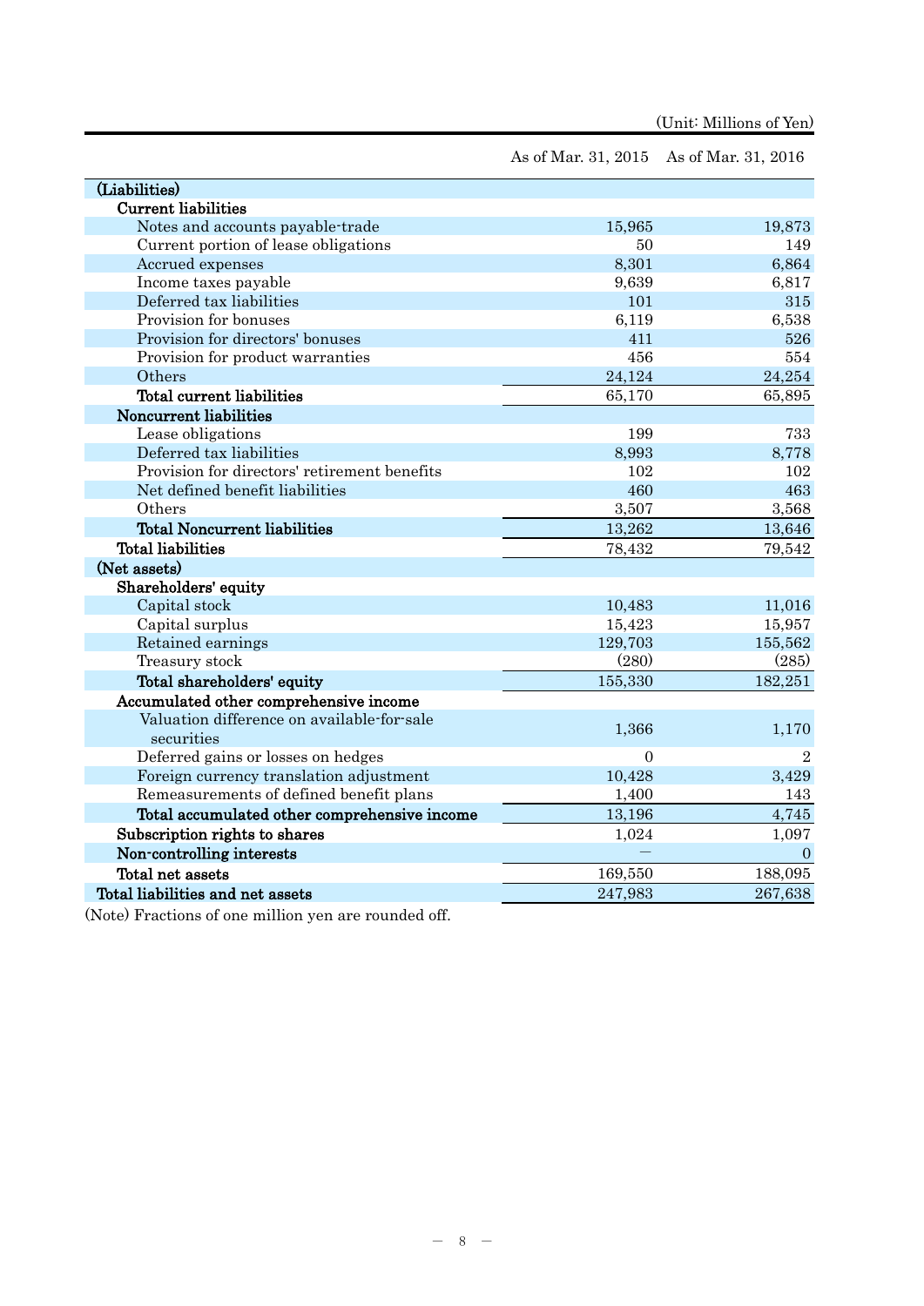(Unit: Millions of Yen)

| | As of Mar. 31, 2015 | As of Mar. 31, 2016 |
|---|---|---|
| **(Liabilities)** | | |
| **Current liabilities** | | |
| Notes and accounts payable-trade | 15,965 | 19,873 |
| Current portion of lease obligations | 50 | 149 |
| Accrued expenses | 8,301 | 6,864 |
| Income taxes payable | 9,639 | 6,817 |
| Deferred tax liabilities | 101 | 315 |
| Provision for bonuses | 6,119 | 6,538 |
| Provision for directors' bonuses | 411 | 526 |
| Provision for product warranties | 456 | 554 |
| Others | 24,124 | 24,254 |
| **Total current liabilities** | 65,170 | 65,895 |
| **Noncurrent liabilities** | | |
| Lease obligations | 199 | 733 |
| Deferred tax liabilities | 8,993 | 8,778 |
| Provision for directors' retirement benefits | 102 | 102 |
| Net defined benefit liabilities | 460 | 463 |
| Others | 3,507 | 3,568 |
| **Total Noncurrent liabilities** | 13,262 | 13,646 |
| **Total liabilities** | 78,432 | 79,542 |
| **(Net assets)** | | |
| **Shareholders' equity** | | |
| Capital stock | 10,483 | 11,016 |
| Capital surplus | 15,423 | 15,957 |
| Retained earnings | 129,703 | 155,562 |
| Treasury stock | (280) | (285) |
| **Total shareholders' equity** | 155,330 | 182,251 |
| **Accumulated other comprehensive income** | | |
| Valuation difference on available-for-sale securities | 1,366 | 1,170 |
| Deferred gains or losses on hedges | 0 | 2 |
| Foreign currency translation adjustment | 10,428 | 3,429 |
| Remeasurements of defined benefit plans | 1,400 | 143 |
| **Total accumulated other comprehensive income** | 13,196 | 4,745 |
| **Subscription rights to shares** | 1,024 | 1,097 |
| **Non-controlling interests** | ― | 0 |
| **Total net assets** | 169,550 | 188,095 |
| **Total liabilities and net assets** | 247,983 | 267,638 |

(Note) Fractions of one million yen are rounded off.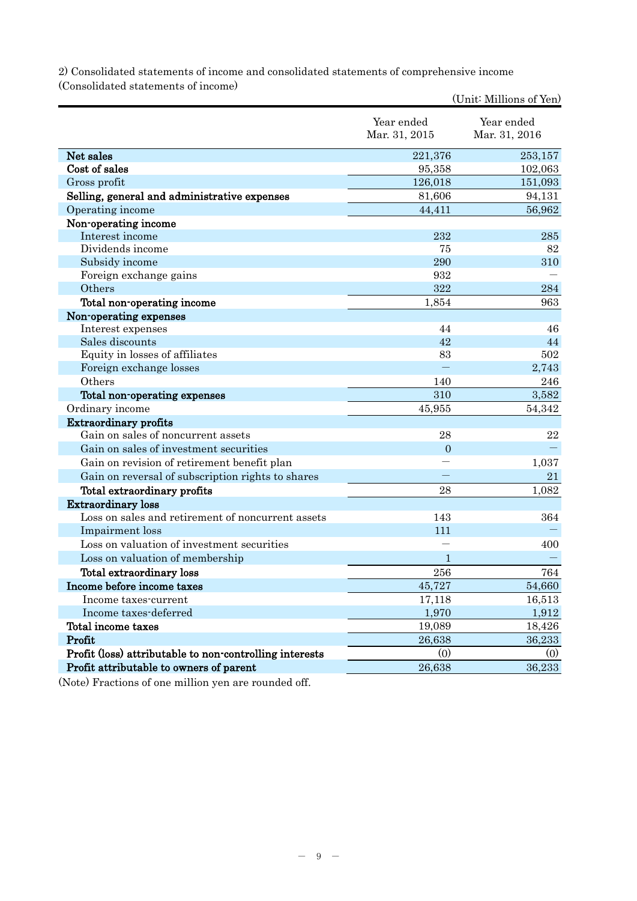2) Consolidated statements of income and consolidated statements of comprehensive income
(Consolidated statements of income)

(Unit: Millions of Yen)

| | Year ended Mar. 31, 2015 | Year ended Mar. 31, 2016 |
|---|---|---|
| **Net sales** | 221,376 | 253,157 |
| **Cost of sales** | 95,358 | 102,063 |
| Gross profit | 126,018 | 151,093 |
| **Selling, general and administrative expenses** | 81,606 | 94,131 |
| Operating income | 44,411 | 56,962 |
| **Non-operating income** | | |
| Interest income | 232 | 285 |
| Dividends income | 75 | 82 |
| Subsidy income | 290 | 310 |
| Foreign exchange gains | 932 | ― |
| Others | 322 | 284 |
| **Total non-operating income** | 1,854 | 963 |
| **Non-operating expenses** | | |
| Interest expenses | 44 | 46 |
| Sales discounts | 42 | 44 |
| Equity in losses of affiliates | 83 | 502 |
| Foreign exchange losses | ― | 2,743 |
| Others | 140 | 246 |
| **Total non-operating expenses** | 310 | 3,582 |
| Ordinary income | 45,955 | 54,342 |
| **Extraordinary profits** | | |
| Gain on sales of noncurrent assets | 28 | 22 |
| Gain on sales of investment securities | 0 | ― |
| Gain on revision of retirement benefit plan | ― | 1,037 |
| Gain on reversal of subscription rights to shares | ― | 21 |
| **Total extraordinary profits** | 28 | 1,082 |
| **Extraordinary loss** | | |
| Loss on sales and retirement of noncurrent assets | 143 | 364 |
| Impairment loss | 111 | ― |
| Loss on valuation of investment securities | ― | 400 |
| Loss on valuation of membership | 1 | ― |
| **Total extraordinary loss** | 256 | 764 |
| **Income before income taxes** | 45,727 | 54,660 |
| Income taxes-current | 17,118 | 16,513 |
| Income taxes-deferred | 1,970 | 1,912 |
| **Total income taxes** | 19,089 | 18,426 |
| **Profit** | 26,638 | 36,233 |
| **Profit (loss) attributable to non-controlling interests** | (0) | (0) |
| **Profit attributable to owners of parent** | 26,638 | 36,233 |

(Note) Fractions of one million yen are rounded off.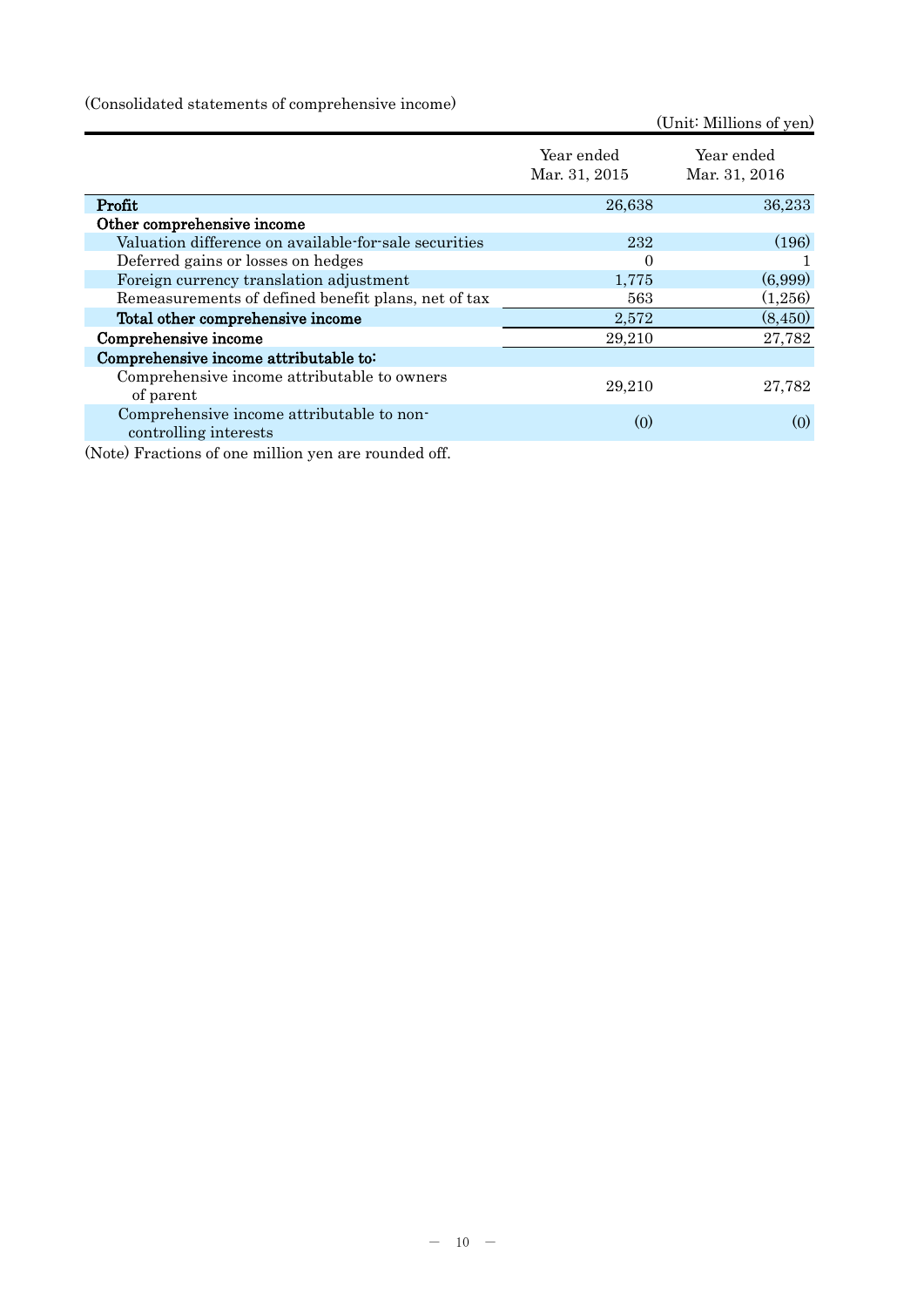(Consolidated statements of comprehensive income)

(Unit: Millions of yen)

| | Year ended Mar. 31, 2015 | Year ended Mar. 31, 2016 |
|---|---|---|
| **Profit** | 26,638 | 36,233 |
| **Other comprehensive income** | | |
| Valuation difference on available-for-sale securities | 232 | (196) |
| Deferred gains or losses on hedges | 0 | 1 |
| Foreign currency translation adjustment | 1,775 | (6,999) |
| Remeasurements of defined benefit plans, net of tax | 563 | (1,256) |
| **Total other comprehensive income** | 2,572 | (8,450) |
| **Comprehensive income** | 29,210 | 27,782 |
| **Comprehensive income attributable to:** | | |
| Comprehensive income attributable to owners of parent | 29,210 | 27,782 |
| Comprehensive income attributable to non-controlling interests | (0) | (0) |

(Note) Fractions of one million yen are rounded off.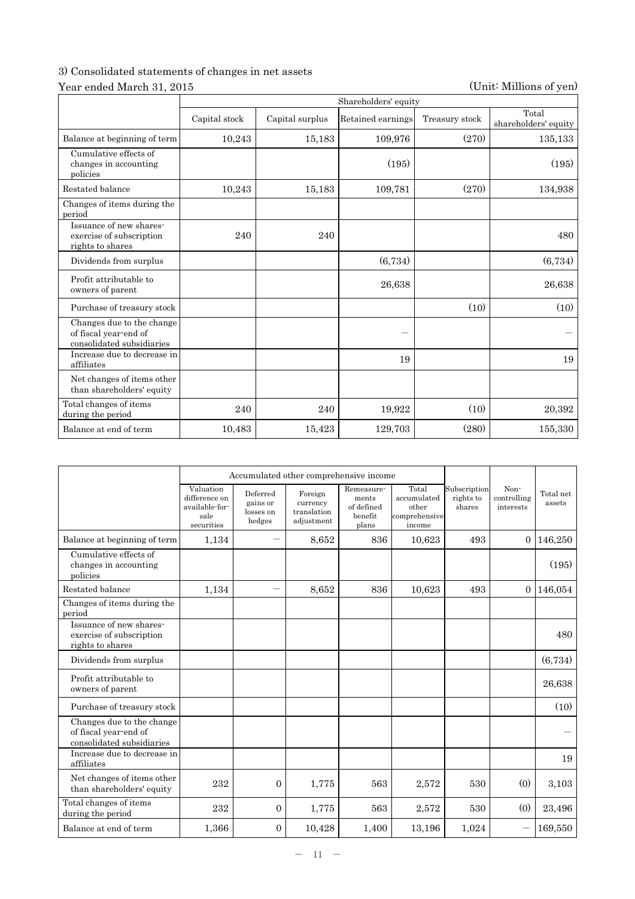### 3) Consolidated statements of changes in net assets

Year ended March 31, 2015 (Unit: Millions of yen)

| | Shareholders' equity | | | | |
|---|---|---|---|---|---|
| | Capital stock | Capital surplus | Retained earnings | Treasury stock | Total shareholders' equity |
| Balance at beginning of term | 10,243 | 15,183 | 109,976 | (270) | 135,133 |
| Cumulative effects of changes in accounting policies | | | (195) | | (195) |
| Restated balance | 10,243 | 15,183 | 109,781 | (270) | 134,938 |
| Changes of items during the period | | | | | |
| Issuance of new shares-exercise of subscription rights to shares | 240 | 240 | | | 480 |
| Dividends from surplus | | | (6,734) | | (6,734) |
| Profit attributable to owners of parent | | | 26,638 | | 26,638 |
| Purchase of treasury stock | | | | (10) | (10) |
| Changes due to the change of fiscal year-end of consolidated subsidiaries | | | — | | — |
| Increase due to decrease in affiliates | | | 19 | | 19 |
| Net changes of items other than shareholders' equity | | | | | |
| Total changes of items during the period | 240 | 240 | 19,922 | (10) | 20,392 |
| Balance at end of term | 10,483 | 15,423 | 129,703 | (280) | 155,330 |

| | Accumulated other comprehensive income | | | | | Subscription rights to shares | Non-controlling interests | Total net assets |
|---|---|---|---|---|---|---|---|---|
| | Valuation difference on available-for-sale securities | Deferred gains or losses on hedges | Foreign currency translation adjustment | Remeasurements of defined benefit plans | Total accumulated other comprehensive income | | | |
| Balance at beginning of term | 1,134 | — | 8,652 | 836 | 10,623 | 493 | 0 | 146,250 |
| Cumulative effects of changes in accounting policies | | | | | | | | (195) |
| Restated balance | 1,134 | — | 8,652 | 836 | 10,623 | 493 | 0 | 146,054 |
| Changes of items during the period | | | | | | | | |
| Issuance of new shares-exercise of subscription rights to shares | | | | | | | | 480 |
| Dividends from surplus | | | | | | | | (6,734) |
| Profit attributable to owners of parent | | | | | | | | 26,638 |
| Purchase of treasury stock | | | | | | | | (10) |
| Changes due to the change of fiscal year-end of consolidated subsidiaries | | | | | | | | — |
| Increase due to decrease in affiliates | | | | | | | | 19 |
| Net changes of items other than shareholders' equity | 232 | 0 | 1,775 | 563 | 2,572 | 530 | (0) | 3,103 |
| Total changes of items during the period | 232 | 0 | 1,775 | 563 | 2,572 | 530 | (0) | 23,496 |
| Balance at end of term | 1,366 | 0 | 10,428 | 1,400 | 13,196 | 1,024 | — | 169,550 |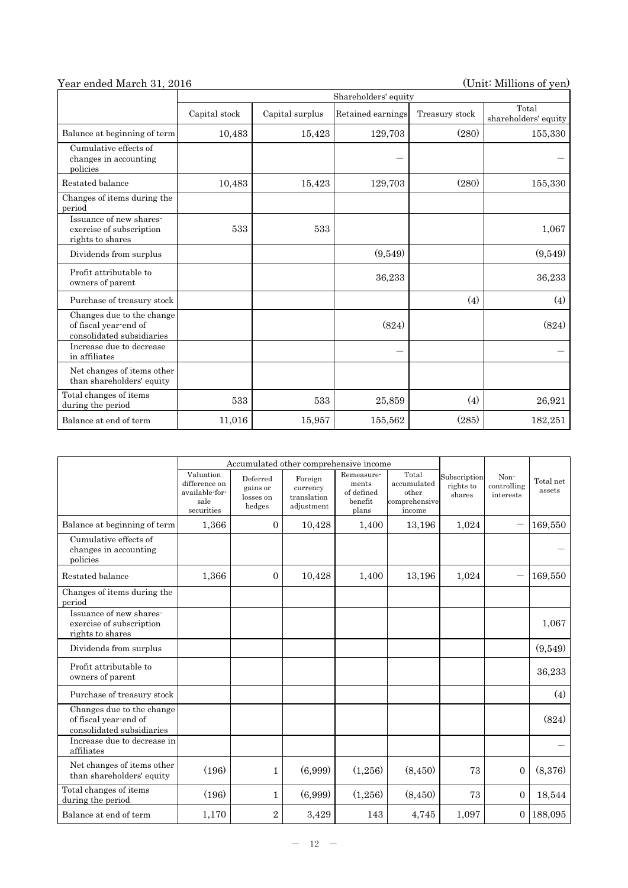Year ended March 31, 2016 (Unit: Millions of yen)

| | Shareholders' equity | | | | |
|---|---|---|---|---|---|
| | Capital stock | Capital surplus | Retained earnings | Treasury stock | Total shareholders' equity |
| Balance at beginning of term | 10,483 | 15,423 | 129,703 | (280) | 155,330 |
| Cumulative effects of changes in accounting policies | | | ― | | ― |
| Restated balance | 10,483 | 15,423 | 129,703 | (280) | 155,330 |
| Changes of items during the period | | | | | |
| Issuance of new shares-exercise of subscription rights to shares | 533 | 533 | | | 1,067 |
| Dividends from surplus | | | (9,549) | | (9,549) |
| Profit attributable to owners of parent | | | 36,233 | | 36,233 |
| Purchase of treasury stock | | | | (4) | (4) |
| Changes due to the change of fiscal year-end of consolidated subsidiaries | | | (824) | | (824) |
| Increase due to decrease in affiliates | | | ― | | ― |
| Net changes of items other than shareholders' equity | | | | | |
| Total changes of items during the period | 533 | 533 | 25,859 | (4) | 26,921 |
| Balance at end of term | 11,016 | 15,957 | 155,562 | (285) | 182,251 |

| | Accumulated other comprehensive income | | | | | | | |
|---|---|---|---|---|---|---|---|---|
| | Valuation difference on available-for-sale securities | Deferred gains or losses on hedges | Foreign currency translation adjustment | Remeasurements of defined benefit plans | Total accumulated other comprehensive income | Subscription rights to shares | Non-controlling interests | Total net assets |
| Balance at beginning of term | 1,366 | 0 | 10,428 | 1,400 | 13,196 | 1,024 | ― | 169,550 |
| Cumulative effects of changes in accounting policies | | | | | | | | ― |
| Restated balance | 1,366 | 0 | 10,428 | 1,400 | 13,196 | 1,024 | ― | 169,550 |
| Changes of items during the period | | | | | | | | |
| Issuance of new shares-exercise of subscription rights to shares | | | | | | | | 1,067 |
| Dividends from surplus | | | | | | | | (9,549) |
| Profit attributable to owners of parent | | | | | | | | 36,233 |
| Purchase of treasury stock | | | | | | | | (4) |
| Changes due to the change of fiscal year-end of consolidated subsidiaries | | | | | | | | (824) |
| Increase due to decrease in affiliates | | | | | | | | ― |
| Net changes of items other than shareholders' equity | (196) | 1 | (6,999) | (1,256) | (8,450) | 73 | 0 | (8,376) |
| Total changes of items during the period | (196) | 1 | (6,999) | (1,256) | (8,450) | 73 | 0 | 18,544 |
| Balance at end of term | 1,170 | 2 | 3,429 | 143 | 4,745 | 1,097 | 0 | 188,095 |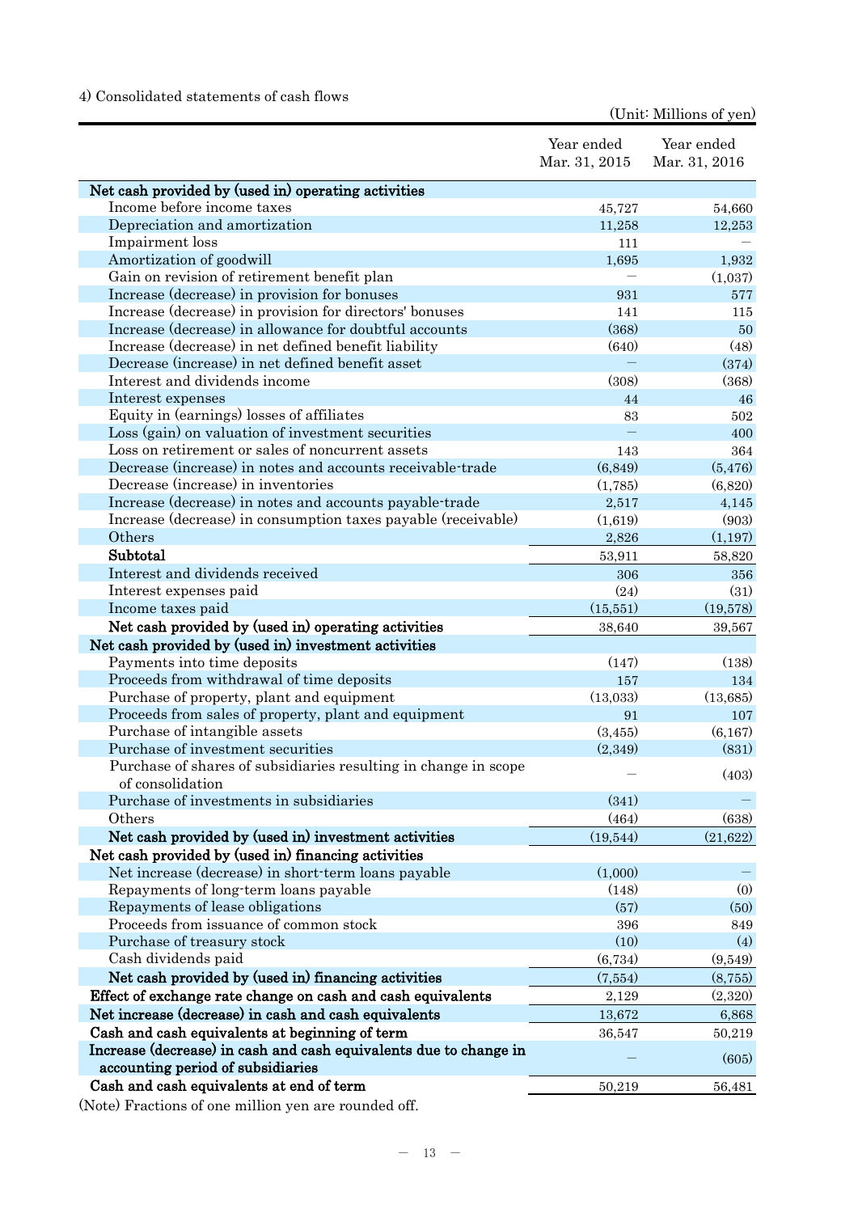4) Consolidated statements of cash flows

(Unit: Millions of yen)

| | Year ended Mar. 31, 2015 | Year ended Mar. 31, 2016 |
|---|---|---|
| **Net cash provided by (used in) operating activities** | | |
| Income before income taxes | 45,727 | 54,660 |
| Depreciation and amortization | 11,258 | 12,253 |
| Impairment loss | 111 | — |
| Amortization of goodwill | 1,695 | 1,932 |
| Gain on revision of retirement benefit plan | — | (1,037) |
| Increase (decrease) in provision for bonuses | 931 | 577 |
| Increase (decrease) in provision for directors' bonuses | 141 | 115 |
| Increase (decrease) in allowance for doubtful accounts | (368) | 50 |
| Increase (decrease) in net defined benefit liability | (640) | (48) |
| Decrease (increase) in net defined benefit asset | — | (374) |
| Interest and dividends income | (308) | (368) |
| Interest expenses | 44 | 46 |
| Equity in (earnings) losses of affiliates | 83 | 502 |
| Loss (gain) on valuation of investment securities | — | 400 |
| Loss on retirement or sales of noncurrent assets | 143 | 364 |
| Decrease (increase) in notes and accounts receivable-trade | (6,849) | (5,476) |
| Decrease (increase) in inventories | (1,785) | (6,820) |
| Increase (decrease) in notes and accounts payable-trade | 2,517 | 4,145 |
| Increase (decrease) in consumption taxes payable (receivable) | (1,619) | (903) |
| Others | 2,826 | (1,197) |
| **Subtotal** | 53,911 | 58,820 |
| Interest and dividends received | 306 | 356 |
| Interest expenses paid | (24) | (31) |
| Income taxes paid | (15,551) | (19,578) |
| **Net cash provided by (used in) operating activities** | 38,640 | 39,567 |
| **Net cash provided by (used in) investment activities** | | |
| Payments into time deposits | (147) | (138) |
| Proceeds from withdrawal of time deposits | 157 | 134 |
| Purchase of property, plant and equipment | (13,033) | (13,685) |
| Proceeds from sales of property, plant and equipment | 91 | 107 |
| Purchase of intangible assets | (3,455) | (6,167) |
| Purchase of investment securities | (2,349) | (831) |
| Purchase of shares of subsidiaries resulting in change in scope of consolidation | — | (403) |
| Purchase of investments in subsidiaries | (341) | — |
| Others | (464) | (638) |
| **Net cash provided by (used in) investment activities** | (19,544) | (21,622) |
| **Net cash provided by (used in) financing activities** | | |
| Net increase (decrease) in short-term loans payable | (1,000) | — |
| Repayments of long-term loans payable | (148) | (0) |
| Repayments of lease obligations | (57) | (50) |
| Proceeds from issuance of common stock | 396 | 849 |
| Purchase of treasury stock | (10) | (4) |
| Cash dividends paid | (6,734) | (9,549) |
| **Net cash provided by (used in) financing activities** | (7,554) | (8,755) |
| **Effect of exchange rate change on cash and cash equivalents** | 2,129 | (2,320) |
| **Net increase (decrease) in cash and cash equivalents** | 13,672 | 6,868 |
| **Cash and cash equivalents at beginning of term** | 36,547 | 50,219 |
| **Increase (decrease) in cash and cash equivalents due to change in accounting period of subsidiaries** | — | (605) |
| **Cash and cash equivalents at end of term** | 50,219 | 56,481 |

(Note) Fractions of one million yen are rounded off.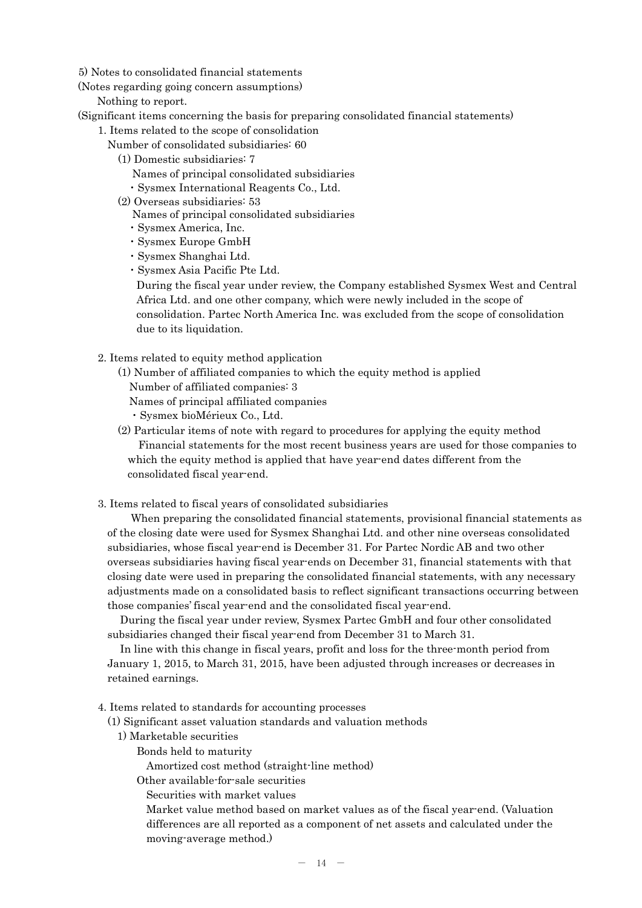5) Notes to consolidated financial statements

(Notes regarding going concern assumptions)

Nothing to report.

(Significant items concerning the basis for preparing consolidated financial statements)

1. Items related to the scope of consolidation

Number of consolidated subsidiaries: 60

(1) Domestic subsidiaries: 7

Names of principal consolidated subsidiaries

- Sysmex International Reagents Co., Ltd.

(2) Overseas subsidiaries: 53

Names of principal consolidated subsidiaries

- Sysmex America, Inc.
- Sysmex Europe GmbH
- Sysmex Shanghai Ltd.
- Sysmex Asia Pacific Pte Ltd.

During the fiscal year under review, the Company established Sysmex West and Central Africa Ltd. and one other company, which were newly included in the scope of consolidation. Partec North America Inc. was excluded from the scope of consolidation due to its liquidation.

2. Items related to equity method application

(1) Number of affiliated companies to which the equity method is applied

Number of affiliated companies: 3

Names of principal affiliated companies

- Sysmex bioMérieux Co., Ltd.

(2) Particular items of note with regard to procedures for applying the equity method

Financial statements for the most recent business years are used for those companies to which the equity method is applied that have year-end dates different from the consolidated fiscal year-end.

3. Items related to fiscal years of consolidated subsidiaries

When preparing the consolidated financial statements, provisional financial statements as of the closing date were used for Sysmex Shanghai Ltd. and other nine overseas consolidated subsidiaries, whose fiscal year-end is December 31. For Partec Nordic AB and two other overseas subsidiaries having fiscal year-ends on December 31, financial statements with that closing date were used in preparing the consolidated financial statements, with any necessary adjustments made on a consolidated basis to reflect significant transactions occurring between those companies' fiscal year-end and the consolidated fiscal year-end.

During the fiscal year under review, Sysmex Partec GmbH and four other consolidated subsidiaries changed their fiscal year-end from December 31 to March 31.

In line with this change in fiscal years, profit and loss for the three-month period from January 1, 2015, to March 31, 2015, have been adjusted through increases or decreases in retained earnings.

4. Items related to standards for accounting processes

(1) Significant asset valuation standards and valuation methods

1) Marketable securities

Bonds held to maturity

Amortized cost method (straight-line method)

Other available-for-sale securities

Securities with market values

Market value method based on market values as of the fiscal year-end. (Valuation differences are all reported as a component of net assets and calculated under the moving-average method.)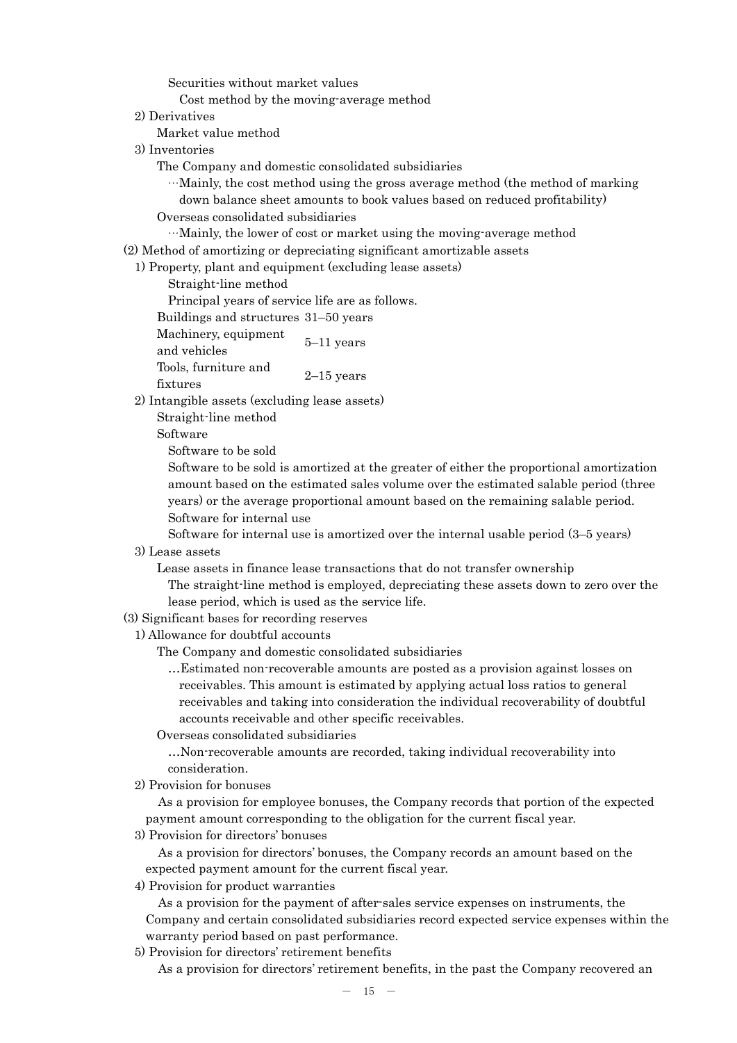Securities without market values

Cost method by the moving-average method

2) Derivatives

Market value method

3) Inventories

The Company and domestic consolidated subsidiaries

…Mainly, the cost method using the gross average method (the method of marking down balance sheet amounts to book values based on reduced profitability)

Overseas consolidated subsidiaries

…Mainly, the lower of cost or market using the moving-average method

(2) Method of amortizing or depreciating significant amortizable assets

1) Property, plant and equipment (excluding lease assets)

Straight-line method

Principal years of service life are as follows.

| | |
|---|---|
| Buildings and structures | 31–50 years |
| Machinery, equipment and vehicles | 5–11 years |
| Tools, furniture and fixtures | 2–15 years |

2) Intangible assets (excluding lease assets)

Straight-line method

Software

Software to be sold

Software to be sold is amortized at the greater of either the proportional amortization amount based on the estimated sales volume over the estimated salable period (three years) or the average proportional amount based on the remaining salable period.

Software for internal use

Software for internal use is amortized over the internal usable period (3–5 years)

3) Lease assets

Lease assets in finance lease transactions that do not transfer ownership

The straight-line method is employed, depreciating these assets down to zero over the lease period, which is used as the service life.

(3) Significant bases for recording reserves

1) Allowance for doubtful accounts

The Company and domestic consolidated subsidiaries

…Estimated non-recoverable amounts are posted as a provision against losses on receivables. This amount is estimated by applying actual loss ratios to general receivables and taking into consideration the individual recoverability of doubtful accounts receivable and other specific receivables.

Overseas consolidated subsidiaries

…Non-recoverable amounts are recorded, taking individual recoverability into consideration.

2) Provision for bonuses

As a provision for employee bonuses, the Company records that portion of the expected payment amount corresponding to the obligation for the current fiscal year.

3) Provision for directors' bonuses

As a provision for directors' bonuses, the Company records an amount based on the expected payment amount for the current fiscal year.

4) Provision for product warranties

As a provision for the payment of after-sales service expenses on instruments, the Company and certain consolidated subsidiaries record expected service expenses within the warranty period based on past performance.

5) Provision for directors' retirement benefits

As a provision for directors' retirement benefits, in the past the Company recovered an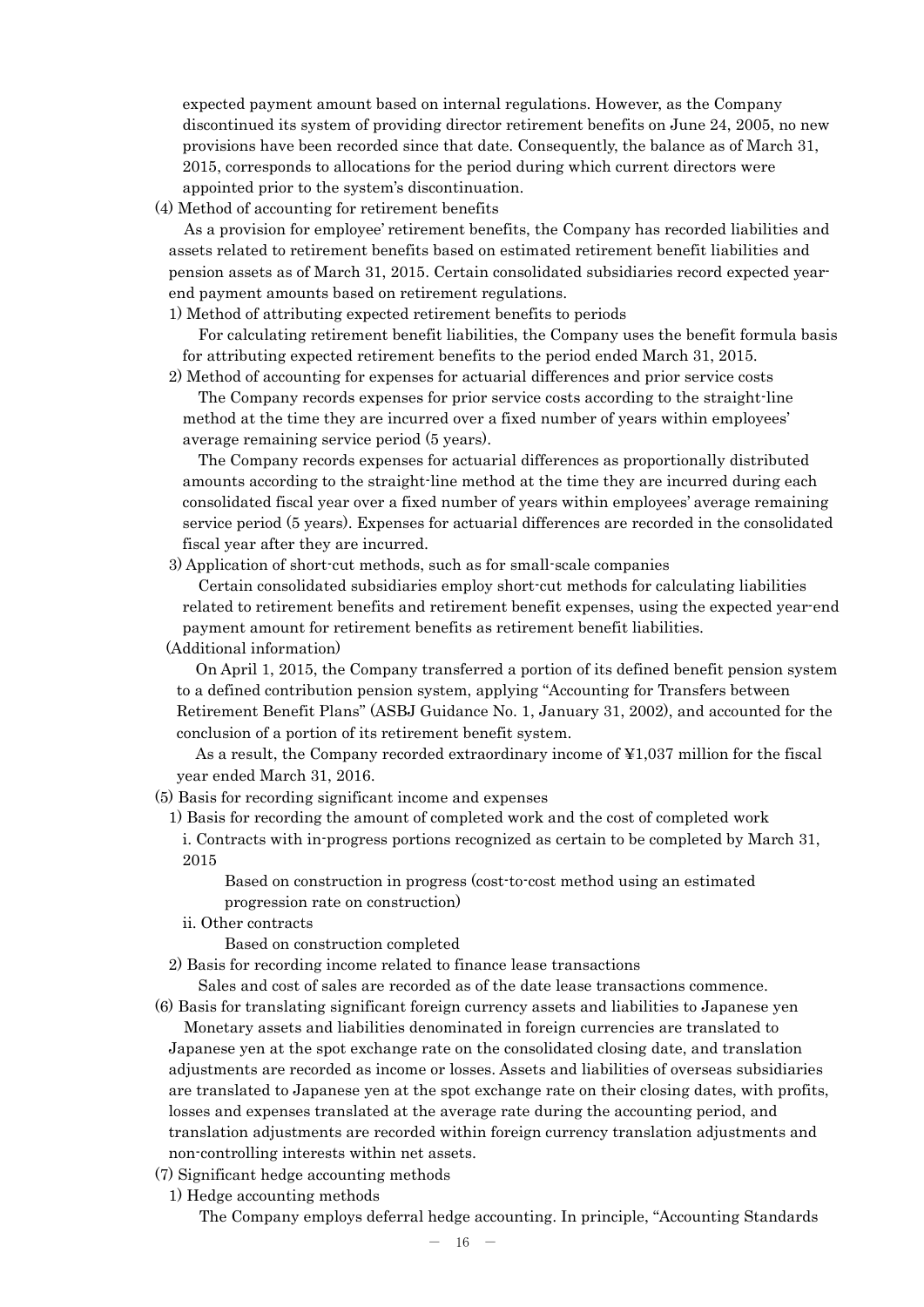expected payment amount based on internal regulations. However, as the Company discontinued its system of providing director retirement benefits on June 24, 2005, no new provisions have been recorded since that date. Consequently, the balance as of March 31, 2015, corresponds to allocations for the period during which current directors were appointed prior to the system's discontinuation.

(4) Method of accounting for retirement benefits

As a provision for employee' retirement benefits, the Company has recorded liabilities and assets related to retirement benefits based on estimated retirement benefit liabilities and pension assets as of March 31, 2015. Certain consolidated subsidiaries record expected year-end payment amounts based on retirement regulations.

1) Method of attributing expected retirement benefits to periods

For calculating retirement benefit liabilities, the Company uses the benefit formula basis for attributing expected retirement benefits to the period ended March 31, 2015.

2) Method of accounting for expenses for actuarial differences and prior service costs

The Company records expenses for prior service costs according to the straight-line method at the time they are incurred over a fixed number of years within employees' average remaining service period (5 years).

The Company records expenses for actuarial differences as proportionally distributed amounts according to the straight-line method at the time they are incurred during each consolidated fiscal year over a fixed number of years within employees' average remaining service period (5 years). Expenses for actuarial differences are recorded in the consolidated fiscal year after they are incurred.

3) Application of short-cut methods, such as for small-scale companies

Certain consolidated subsidiaries employ short-cut methods for calculating liabilities related to retirement benefits and retirement benefit expenses, using the expected year-end payment amount for retirement benefits as retirement benefit liabilities.

(Additional information)

On April 1, 2015, the Company transferred a portion of its defined benefit pension system to a defined contribution pension system, applying "Accounting for Transfers between Retirement Benefit Plans" (ASBJ Guidance No. 1, January 31, 2002), and accounted for the conclusion of a portion of its retirement benefit system.

As a result, the Company recorded extraordinary income of ¥1,037 million for the fiscal year ended March 31, 2016.

(5) Basis for recording significant income and expenses

1) Basis for recording the amount of completed work and the cost of completed work

i. Contracts with in-progress portions recognized as certain to be completed by March 31, 2015

Based on construction in progress (cost-to-cost method using an estimated progression rate on construction)

ii. Other contracts

Based on construction completed

2) Basis for recording income related to finance lease transactions

Sales and cost of sales are recorded as of the date lease transactions commence.

(6) Basis for translating significant foreign currency assets and liabilities to Japanese yen

Monetary assets and liabilities denominated in foreign currencies are translated to Japanese yen at the spot exchange rate on the consolidated closing date, and translation adjustments are recorded as income or losses. Assets and liabilities of overseas subsidiaries are translated to Japanese yen at the spot exchange rate on their closing dates, with profits, losses and expenses translated at the average rate during the accounting period, and translation adjustments are recorded within foreign currency translation adjustments and non-controlling interests within net assets.

(7) Significant hedge accounting methods

1) Hedge accounting methods

The Company employs deferral hedge accounting. In principle, "Accounting Standards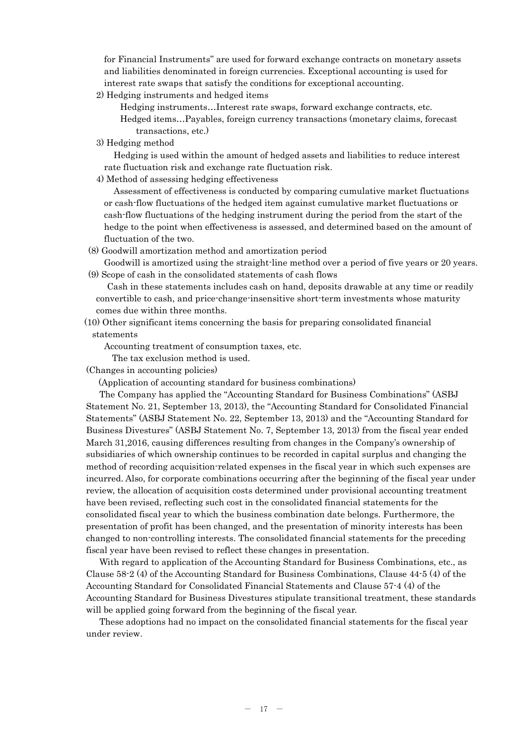for Financial Instruments" are used for forward exchange contracts on monetary assets and liabilities denominated in foreign currencies. Exceptional accounting is used for interest rate swaps that satisfy the conditions for exceptional accounting.

2) Hedging instruments and hedged items

Hedging instruments…Interest rate swaps, forward exchange contracts, etc.

Hedged items…Payables, foreign currency transactions (monetary claims, forecast transactions, etc.)

3) Hedging method

Hedging is used within the amount of hedged assets and liabilities to reduce interest rate fluctuation risk and exchange rate fluctuation risk.

4) Method of assessing hedging effectiveness

Assessment of effectiveness is conducted by comparing cumulative market fluctuations or cash-flow fluctuations of the hedged item against cumulative market fluctuations or cash-flow fluctuations of the hedging instrument during the period from the start of the hedge to the point when effectiveness is assessed, and determined based on the amount of fluctuation of the two.

(8) Goodwill amortization method and amortization period

Goodwill is amortized using the straight-line method over a period of five years or 20 years.

(9) Scope of cash in the consolidated statements of cash flows

Cash in these statements includes cash on hand, deposits drawable at any time or readily convertible to cash, and price-change-insensitive short-term investments whose maturity comes due within three months.

(10) Other significant items concerning the basis for preparing consolidated financial statements

Accounting treatment of consumption taxes, etc.

The tax exclusion method is used.

(Changes in accounting policies)

(Application of accounting standard for business combinations)

The Company has applied the "Accounting Standard for Business Combinations" (ASBJ Statement No. 21, September 13, 2013), the "Accounting Standard for Consolidated Financial Statements" (ASBJ Statement No. 22, September 13, 2013) and the "Accounting Standard for Business Divestures" (ASBJ Statement No. 7, September 13, 2013) from the fiscal year ended March 31,2016, causing differences resulting from changes in the Company's ownership of subsidiaries of which ownership continues to be recorded in capital surplus and changing the method of recording acquisition-related expenses in the fiscal year in which such expenses are incurred. Also, for corporate combinations occurring after the beginning of the fiscal year under review, the allocation of acquisition costs determined under provisional accounting treatment have been revised, reflecting such cost in the consolidated financial statements for the consolidated fiscal year to which the business combination date belongs. Furthermore, the presentation of profit has been changed, and the presentation of minority interests has been changed to non-controlling interests. The consolidated financial statements for the preceding fiscal year have been revised to reflect these changes in presentation.

With regard to application of the Accounting Standard for Business Combinations, etc., as Clause 58-2 (4) of the Accounting Standard for Business Combinations, Clause 44-5 (4) of the Accounting Standard for Consolidated Financial Statements and Clause 57-4 (4) of the Accounting Standard for Business Divestures stipulate transitional treatment, these standards will be applied going forward from the beginning of the fiscal year.

These adoptions had no impact on the consolidated financial statements for the fiscal year under review.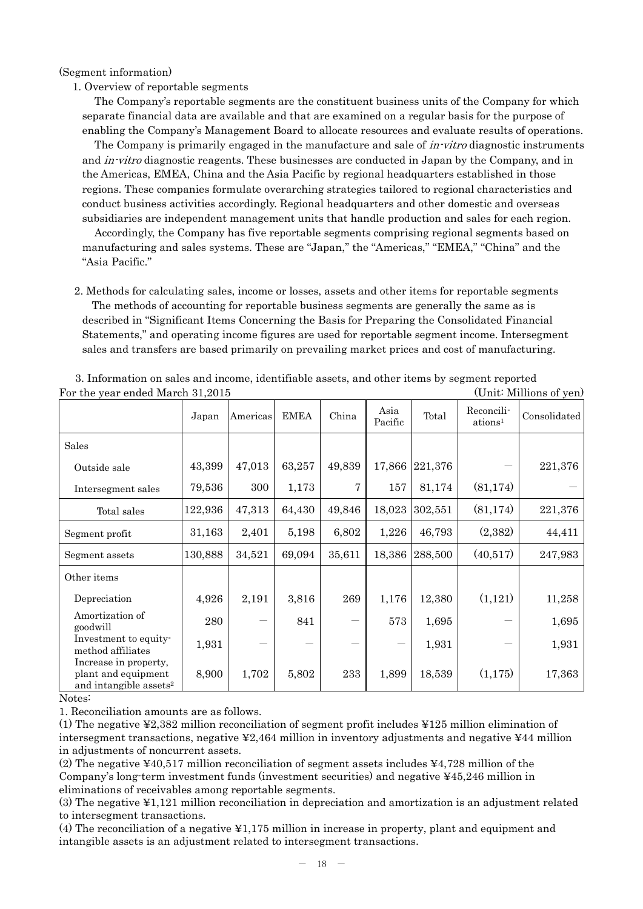(Segment information)

1. Overview of reportable segments

The Company's reportable segments are the constituent business units of the Company for which separate financial data are available and that are examined on a regular basis for the purpose of enabling the Company's Management Board to allocate resources and evaluate results of operations.

The Company is primarily engaged in the manufacture and sale of *in-vitro* diagnostic instruments and *in-vitro* diagnostic reagents. These businesses are conducted in Japan by the Company, and in the Americas, EMEA, China and the Asia Pacific by regional headquarters established in those regions. These companies formulate overarching strategies tailored to regional characteristics and conduct business activities accordingly. Regional headquarters and other domestic and overseas subsidiaries are independent management units that handle production and sales for each region.

Accordingly, the Company has five reportable segments comprising regional segments based on manufacturing and sales systems. These are "Japan," the "Americas," "EMEA," "China" and the "Asia Pacific."

2. Methods for calculating sales, income or losses, assets and other items for reportable segments

The methods of accounting for reportable business segments are generally the same as is described in "Significant Items Concerning the Basis for Preparing the Consolidated Financial Statements," and operating income figures are used for reportable segment income. Intersegment sales and transfers are based primarily on prevailing market prices and cost of manufacturing.

3. Information on sales and income, identifiable assets, and other items by segment reported

For the year ended March 31,2015 (Unit: Millions of yen)

| | Japan | Americas | EMEA | China | Asia Pacific | Total | Reconciliations[1] | Consolidated |
|---|---|---|---|---|---|---|---|---|
| Sales | | | | | | | | |
| Outside sale | 43,399 | 47,013 | 63,257 | 49,839 | 17,866 | 221,376 | — | 221,376 |
| Intersegment sales | 79,536 | 300 | 1,173 | 7 | 157 | 81,174 | (81,174) | — |
| Total sales | 122,936 | 47,313 | 64,430 | 49,846 | 18,023 | 302,551 | (81,174) | 221,376 |
| Segment profit | 31,163 | 2,401 | 5,198 | 6,802 | 1,226 | 46,793 | (2,382) | 44,411 |
| Segment assets | 130,888 | 34,521 | 69,094 | 35,611 | 18,386 | 288,500 | (40,517) | 247,983 |
| Other items | | | | | | | | |
| Depreciation | 4,926 | 2,191 | 3,816 | 269 | 1,176 | 12,380 | (1,121) | 11,258 |
| Amortization of goodwill | 280 | — | 841 | — | 573 | 1,695 | — | 1,695 |
| Investment to equity-method affiliates | 1,931 | — | — | — | — | 1,931 | — | 1,931 |
| Increase in property, plant and equipment and intangible assets[2] | 8,900 | 1,702 | 5,802 | 233 | 1,899 | 18,539 | (1,175) | 17,363 |

Notes:

1. Reconciliation amounts are as follows.

(1) The negative ¥2,382 million reconciliation of segment profit includes ¥125 million elimination of intersegment transactions, negative ¥2,464 million in inventory adjustments and negative ¥44 million in adjustments of noncurrent assets.

(2) The negative ¥40,517 million reconciliation of segment assets includes ¥4,728 million of the Company's long-term investment funds (investment securities) and negative ¥45,246 million in eliminations of receivables among reportable segments.

(3) The negative ¥1,121 million reconciliation in depreciation and amortization is an adjustment related to intersegment transactions.

(4) The reconciliation of a negative ¥1,175 million in increase in property, plant and equipment and intangible assets is an adjustment related to intersegment transactions.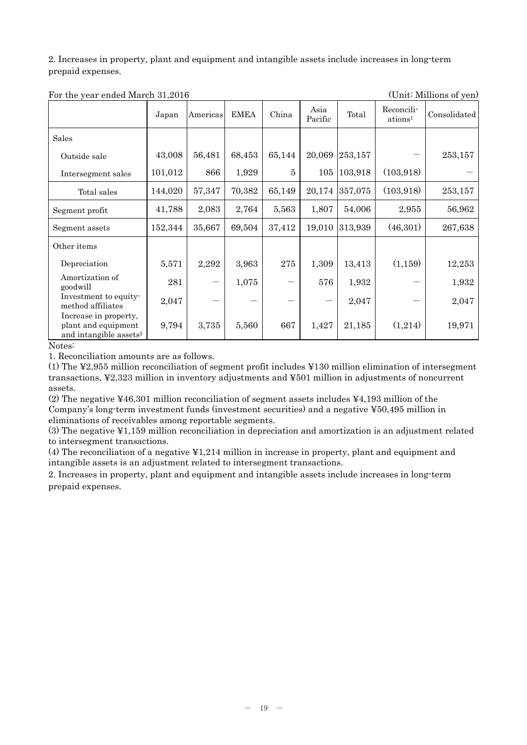2. Increases in property, plant and equipment and intangible assets include increases in long-term prepaid expenses.

For the year ended March 31,2016 (Unit: Millions of yen)

| | Japan | Americas | EMEA | China | Asia Pacific | Total | Reconciliations[1] | Consolidated |
|---|---|---|---|---|---|---|---|---|
| Sales | | | | | | | | |
| Outside sale | 43,008 | 56,481 | 68,453 | 65,144 | 20,069 | 253,157 | — | 253,157 |
| Intersegment sales | 101,012 | 866 | 1,929 | 5 | 105 | 103,918 | (103,918) | — |
| Total sales | 144,020 | 57,347 | 70,382 | 65,149 | 20,174 | 357,075 | (103,918) | 253,157 |
| Segment profit | 41,788 | 2,083 | 2,764 | 5,563 | 1,807 | 54,006 | 2,955 | 56,962 |
| Segment assets | 152,344 | 35,667 | 69,504 | 37,412 | 19,010 | 313,939 | (46,301) | 267,638 |
| Other items | | | | | | | | |
| Depreciation | 5,571 | 2,292 | 3,963 | 275 | 1,309 | 13,413 | (1,159) | 12,253 |
| Amortization of goodwill | 281 | — | 1,075 | — | 576 | 1,932 | — | 1,932 |
| Investment to equity-method affiliates | 2,047 | — | — | — | — | 2,047 | — | 2,047 |
| Increase in property, plant and equipment and intangible assets[2] | 9,794 | 3,735 | 5,560 | 667 | 1,427 | 21,185 | (1,214) | 19,971 |

Notes:

1. Reconciliation amounts are as follows.

(1) The ¥2,955 million reconciliation of segment profit includes ¥130 million elimination of intersegment transactions, ¥2,323 million in inventory adjustments and ¥501 million in adjustments of noncurrent assets.

(2) The negative ¥46,301 million reconciliation of segment assets includes ¥4,193 million of the Company's long-term investment funds (investment securities) and a negative ¥50,495 million in eliminations of receivables among reportable segments.

(3) The negative ¥1,159 million reconciliation in depreciation and amortization is an adjustment related to intersegment transactions.

(4) The reconciliation of a negative ¥1,214 million in increase in property, plant and equipment and intangible assets is an adjustment related to intersegment transactions.

2. Increases in property, plant and equipment and intangible assets include increases in long-term prepaid expenses.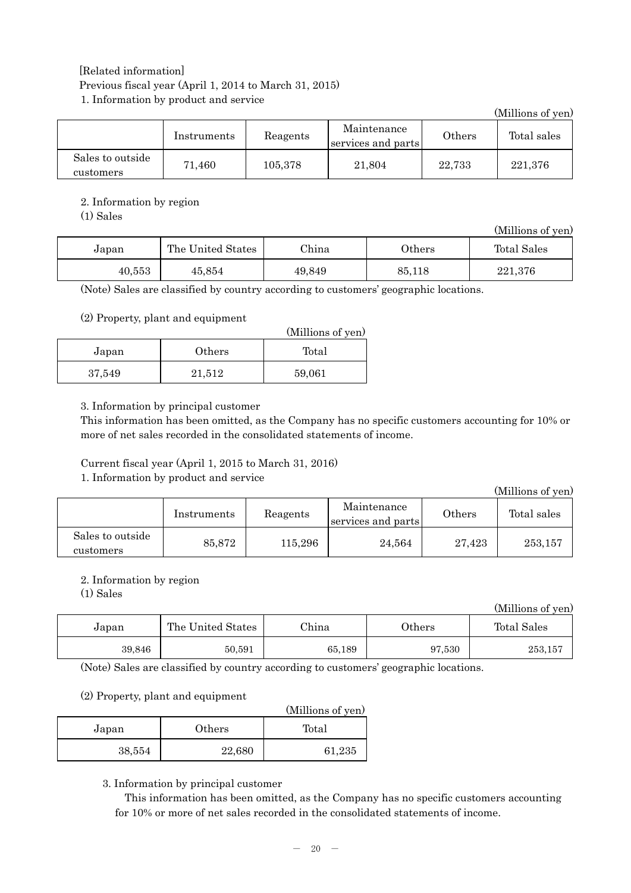[Related information]

Previous fiscal year (April 1, 2014 to March 31, 2015)

1. Information by product and service

(Millions of yen)

| | Instruments | Reagents | Maintenance services and parts | Others | Total sales |
|---|---|---|---|---|---|
| Sales to outside customers | 71,460 | 105,378 | 21,804 | 22,733 | 221,376 |

2. Information by region

(1) Sales

(Millions of yen)

| Japan | The United States | China | Others | Total Sales |
|---|---|---|---|---|
| 40,553 | 45,854 | 49,849 | 85,118 | 221,376 |

(Note) Sales are classified by country according to customers' geographic locations.

(2) Property, plant and equipment

(Millions of yen)

| Japan | Others | Total |
|---|---|---|
| 37,549 | 21,512 | 59,061 |

3. Information by principal customer

This information has been omitted, as the Company has no specific customers accounting for 10% or more of net sales recorded in the consolidated statements of income.

Current fiscal year (April 1, 2015 to March 31, 2016)

1. Information by product and service

(Millions of yen)

| | Instruments | Reagents | Maintenance services and parts | Others | Total sales |
|---|---|---|---|---|---|
| Sales to outside customers | 85,872 | 115,296 | 24,564 | 27,423 | 253,157 |

2. Information by region

(1) Sales

(Millions of yen)

| Japan | The United States | China | Others | Total Sales |
|---|---|---|---|---|
| 39,846 | 50,591 | 65,189 | 97,530 | 253,157 |

(Note) Sales are classified by country according to customers' geographic locations.

(2) Property, plant and equipment

(Millions of yen)

| Japan | Others | Total |
|---|---|---|
| 38,554 | 22,680 | 61,235 |

3. Information by principal customer

This information has been omitted, as the Company has no specific customers accounting for 10% or more of net sales recorded in the consolidated statements of income.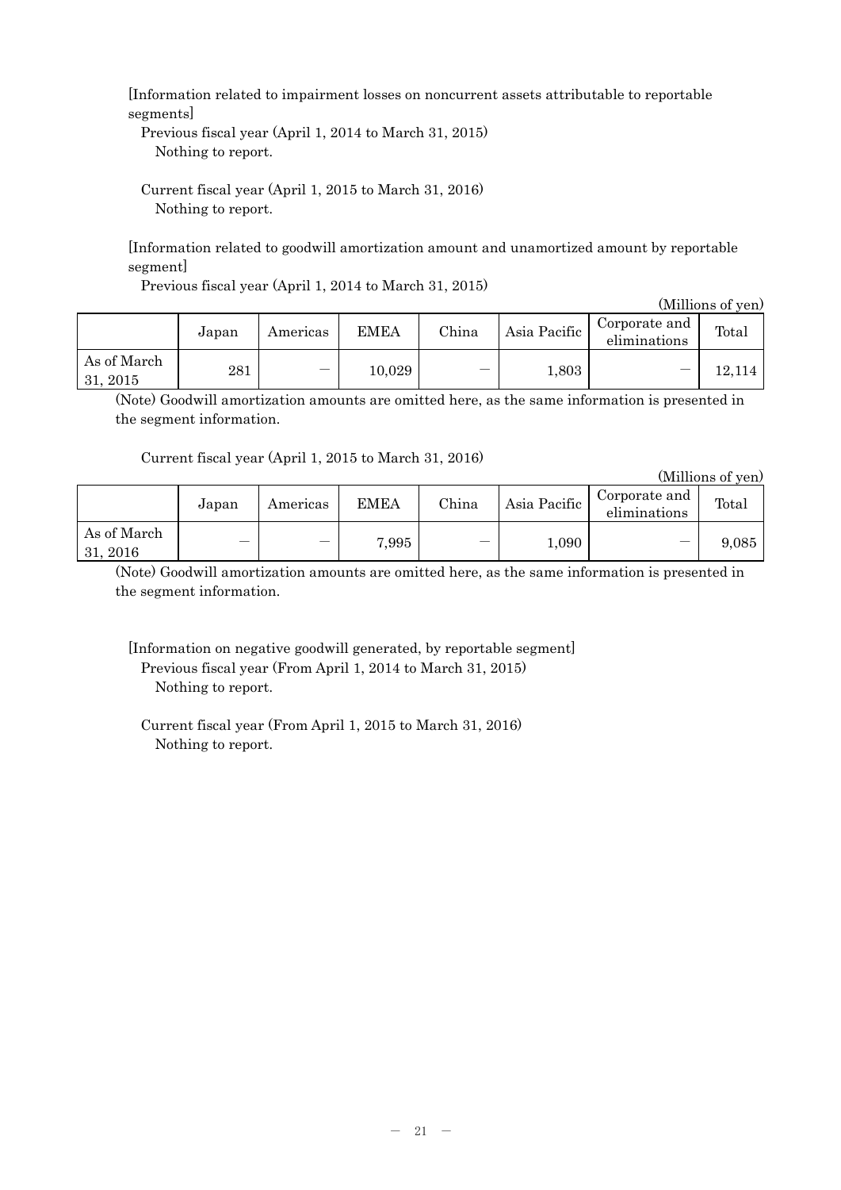[Information related to impairment losses on noncurrent assets attributable to reportable segments]

Previous fiscal year (April 1, 2014 to March 31, 2015)

Nothing to report.

Current fiscal year (April 1, 2015 to March 31, 2016)

Nothing to report.

[Information related to goodwill amortization amount and unamortized amount by reportable segment]

Previous fiscal year (April 1, 2014 to March 31, 2015)

(Millions of yen)

| | Japan | Americas | EMEA | China | Asia Pacific | Corporate and eliminations | Total |
|---|---|---|---|---|---|---|---|
| As of March 31, 2015 | 281 | — | 10,029 | — | 1,803 | — | 12,114 |

(Note) Goodwill amortization amounts are omitted here, as the same information is presented in the segment information.

Current fiscal year (April 1, 2015 to March 31, 2016)

(Millions of yen)

| | Japan | Americas | EMEA | China | Asia Pacific | Corporate and eliminations | Total |
|---|---|---|---|---|---|---|---|
| As of March 31, 2016 | — | — | 7,995 | — | 1,090 | — | 9,085 |

(Note) Goodwill amortization amounts are omitted here, as the same information is presented in the segment information.

[Information on negative goodwill generated, by reportable segment]

Previous fiscal year (From April 1, 2014 to March 31, 2015)

Nothing to report.

Current fiscal year (From April 1, 2015 to March 31, 2016)

Nothing to report.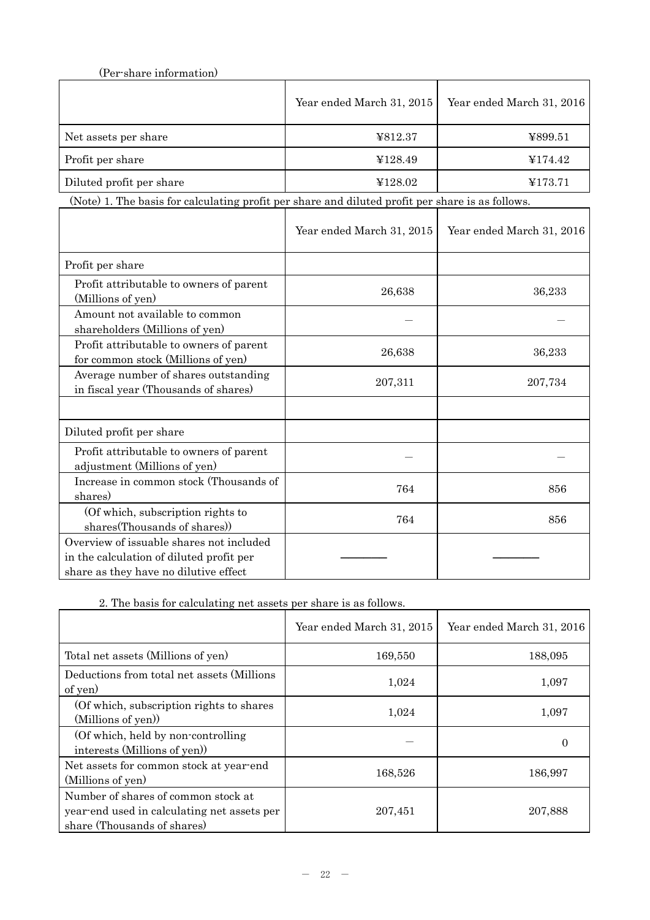(Per-share information)

| | Year ended March 31, 2015 | Year ended March 31, 2016 |
|---|---|---|
| Net assets per share | ¥812.37 | ¥899.51 |
| Profit per share | ¥128.49 | ¥174.42 |
| Diluted profit per share | ¥128.02 | ¥173.71 |

(Note) 1. The basis for calculating profit per share and diluted profit per share is as follows.

| | Year ended March 31, 2015 | Year ended March 31, 2016 |
|---|---|---|
| Profit per share | | |
| Profit attributable to owners of parent (Millions of yen) | 26,638 | 36,233 |
| Amount not available to common shareholders (Millions of yen) | — | — |
| Profit attributable to owners of parent for common stock (Millions of yen) | 26,638 | 36,233 |
| Average number of shares outstanding in fiscal year (Thousands of shares) | 207,311 | 207,734 |
| | | |
| Diluted profit per share | | |
| Profit attributable to owners of parent adjustment (Millions of yen) | — | — |
| Increase in common stock (Thousands of shares) | 764 | 856 |
| (Of which, subscription rights to shares(Thousands of shares)) | 764 | 856 |
| Overview of issuable shares not included in the calculation of diluted profit per share as they have no dilutive effect | ———— | ———— |

2. The basis for calculating net assets per share is as follows.

| | Year ended March 31, 2015 | Year ended March 31, 2016 |
|---|---|---|
| Total net assets (Millions of yen) | 169,550 | 188,095 |
| Deductions from total net assets (Millions of yen) | 1,024 | 1,097 |
| (Of which, subscription rights to shares (Millions of yen)) | 1,024 | 1,097 |
| (Of which, held by non-controlling interests (Millions of yen)) | — | 0 |
| Net assets for common stock at year-end (Millions of yen) | 168,526 | 186,997 |
| Number of shares of common stock at year-end used in calculating net assets per share (Thousands of shares) | 207,451 | 207,888 |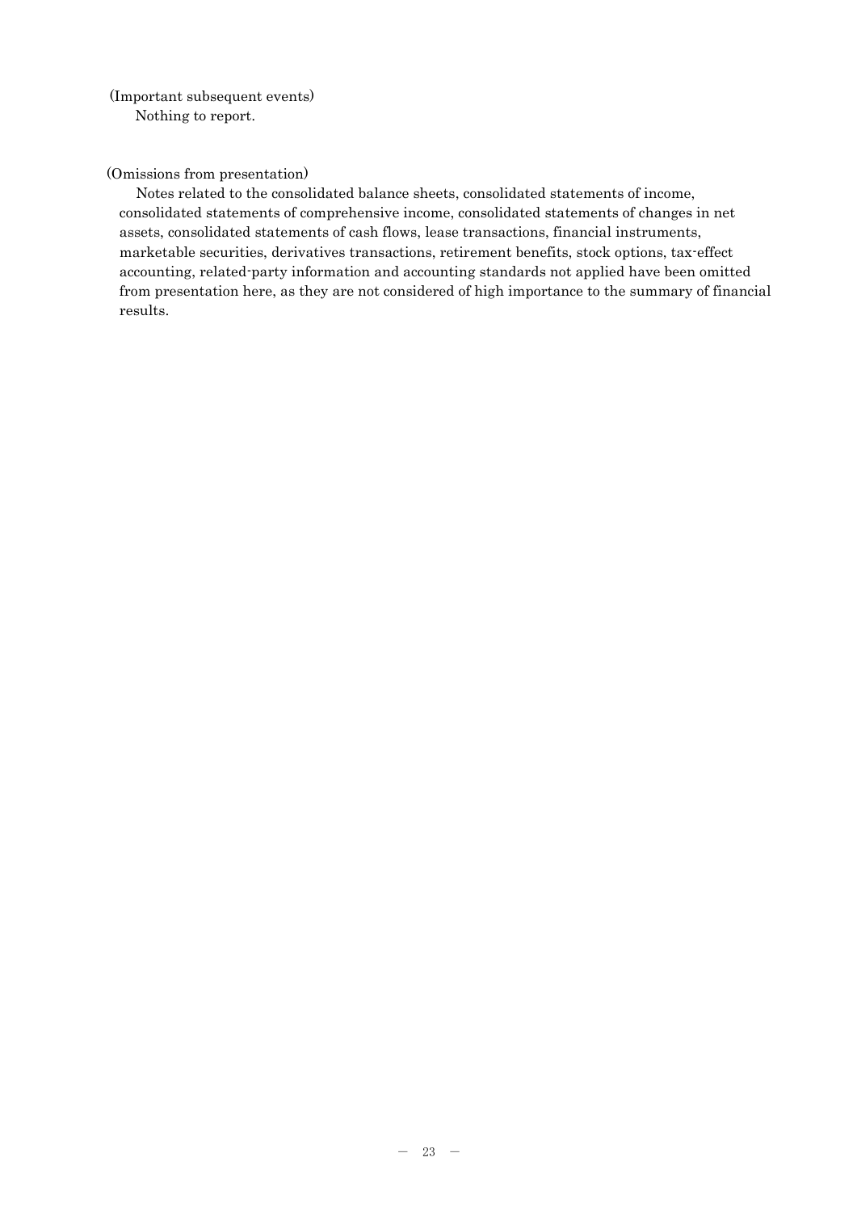(Important subsequent events)

Nothing to report.

(Omissions from presentation)

Notes related to the consolidated balance sheets, consolidated statements of income, consolidated statements of comprehensive income, consolidated statements of changes in net assets, consolidated statements of cash flows, lease transactions, financial instruments, marketable securities, derivatives transactions, retirement benefits, stock options, tax-effect accounting, related-party information and accounting standards not applied have been omitted from presentation here, as they are not considered of high importance to the summary of financial results.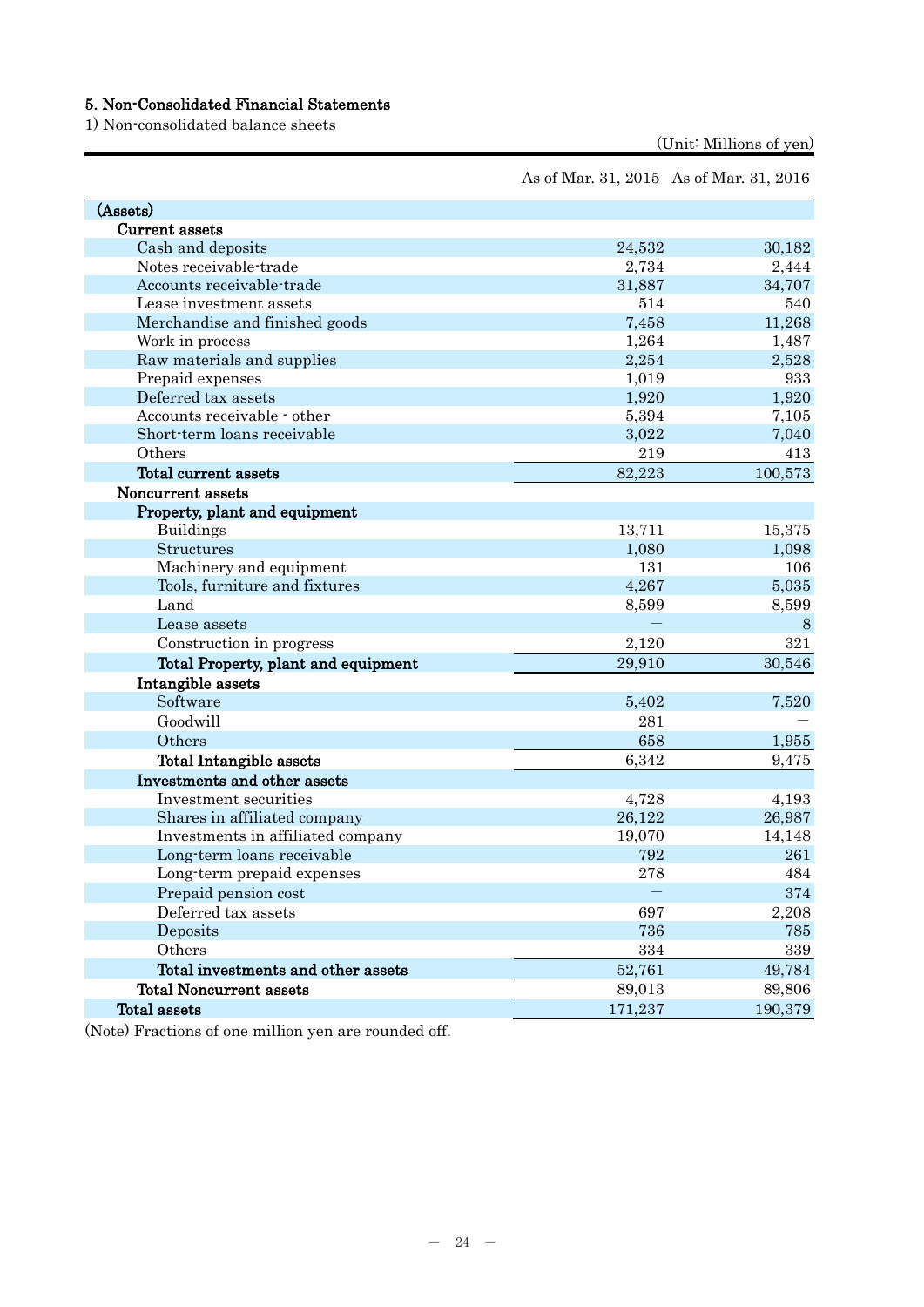## 5. Non-Consolidated Financial Statements

1) Non-consolidated balance sheets

(Unit: Millions of yen)

| | As of Mar. 31, 2015 | As of Mar. 31, 2016 |
|---|---|---|
| **(Assets)** | | |
| **Current assets** | | |
| Cash and deposits | 24,532 | 30,182 |
| Notes receivable-trade | 2,734 | 2,444 |
| Accounts receivable-trade | 31,887 | 34,707 |
| Lease investment assets | 514 | 540 |
| Merchandise and finished goods | 7,458 | 11,268 |
| Work in process | 1,264 | 1,487 |
| Raw materials and supplies | 2,254 | 2,528 |
| Prepaid expenses | 1,019 | 933 |
| Deferred tax assets | 1,920 | 1,920 |
| Accounts receivable - other | 5,394 | 7,105 |
| Short-term loans receivable | 3,022 | 7,040 |
| Others | 219 | 413 |
| **Total current assets** | 82,223 | 100,573 |
| **Noncurrent assets** | | |
| **Property, plant and equipment** | | |
| Buildings | 13,711 | 15,375 |
| Structures | 1,080 | 1,098 |
| Machinery and equipment | 131 | 106 |
| Tools, furniture and fixtures | 4,267 | 5,035 |
| Land | 8,599 | 8,599 |
| Lease assets | — | 8 |
| Construction in progress | 2,120 | 321 |
| **Total Property, plant and equipment** | 29,910 | 30,546 |
| **Intangible assets** | | |
| Software | 5,402 | 7,520 |
| Goodwill | 281 | — |
| Others | 658 | 1,955 |
| **Total Intangible assets** | 6,342 | 9,475 |
| **Investments and other assets** | | |
| Investment securities | 4,728 | 4,193 |
| Shares in affiliated company | 26,122 | 26,987 |
| Investments in affiliated company | 19,070 | 14,148 |
| Long-term loans receivable | 792 | 261 |
| Long-term prepaid expenses | 278 | 484 |
| Prepaid pension cost | — | 374 |
| Deferred tax assets | 697 | 2,208 |
| Deposits | 736 | 785 |
| Others | 334 | 339 |
| **Total investments and other assets** | 52,761 | 49,784 |
| **Total Noncurrent assets** | 89,013 | 89,806 |
| **Total assets** | 171,237 | 190,379 |

(Note) Fractions of one million yen are rounded off.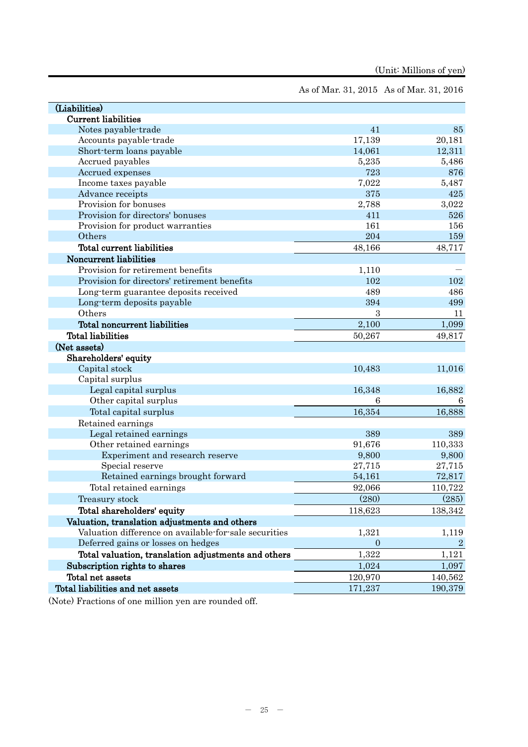(Unit: Millions of yen)

| | As of Mar. 31, 2015 | As of Mar. 31, 2016 |
|---|---|---|
| **(Liabilities)** | | |
| **Current liabilities** | | |
| Notes payable-trade | 41 | 85 |
| Accounts payable-trade | 17,139 | 20,181 |
| Short-term loans payable | 14,061 | 12,311 |
| Accrued payables | 5,235 | 5,486 |
| Accrued expenses | 723 | 876 |
| Income taxes payable | 7,022 | 5,487 |
| Advance receipts | 375 | 425 |
| Provision for bonuses | 2,788 | 3,022 |
| Provision for directors' bonuses | 411 | 526 |
| Provision for product warranties | 161 | 156 |
| Others | 204 | 159 |
| **Total current liabilities** | 48,166 | 48,717 |
| **Noncurrent liabilities** | | |
| Provision for retirement benefits | 1,110 | － |
| Provision for directors' retirement benefits | 102 | 102 |
| Long-term guarantee deposits received | 489 | 486 |
| Long-term deposits payable | 394 | 499 |
| Others | 3 | 11 |
| **Total noncurrent liabilities** | 2,100 | 1,099 |
| **Total liabilities** | 50,267 | 49,817 |
| **(Net assets)** | | |
| **Shareholders' equity** | | |
| Capital stock | 10,483 | 11,016 |
| Capital surplus | | |
| Legal capital surplus | 16,348 | 16,882 |
| Other capital surplus | 6 | 6 |
| Total capital surplus | 16,354 | 16,888 |
| Retained earnings | | |
| Legal retained earnings | 389 | 389 |
| Other retained earnings | 91,676 | 110,333 |
| Experiment and research reserve | 9,800 | 9,800 |
| Special reserve | 27,715 | 27,715 |
| Retained earnings brought forward | 54,161 | 72,817 |
| Total retained earnings | 92,066 | 110,722 |
| Treasury stock | (280) | (285) |
| **Total shareholders' equity** | 118,623 | 138,342 |
| **Valuation, translation adjustments and others** | | |
| Valuation difference on available-for-sale securities | 1,321 | 1,119 |
| Deferred gains or losses on hedges | 0 | 2 |
| **Total valuation, translation adjustments and others** | 1,322 | 1,121 |
| **Subscription rights to shares** | 1,024 | 1,097 |
| **Total net assets** | 120,970 | 140,562 |
| **Total liabilities and net assets** | 171,237 | 190,379 |

(Note) Fractions of one million yen are rounded off.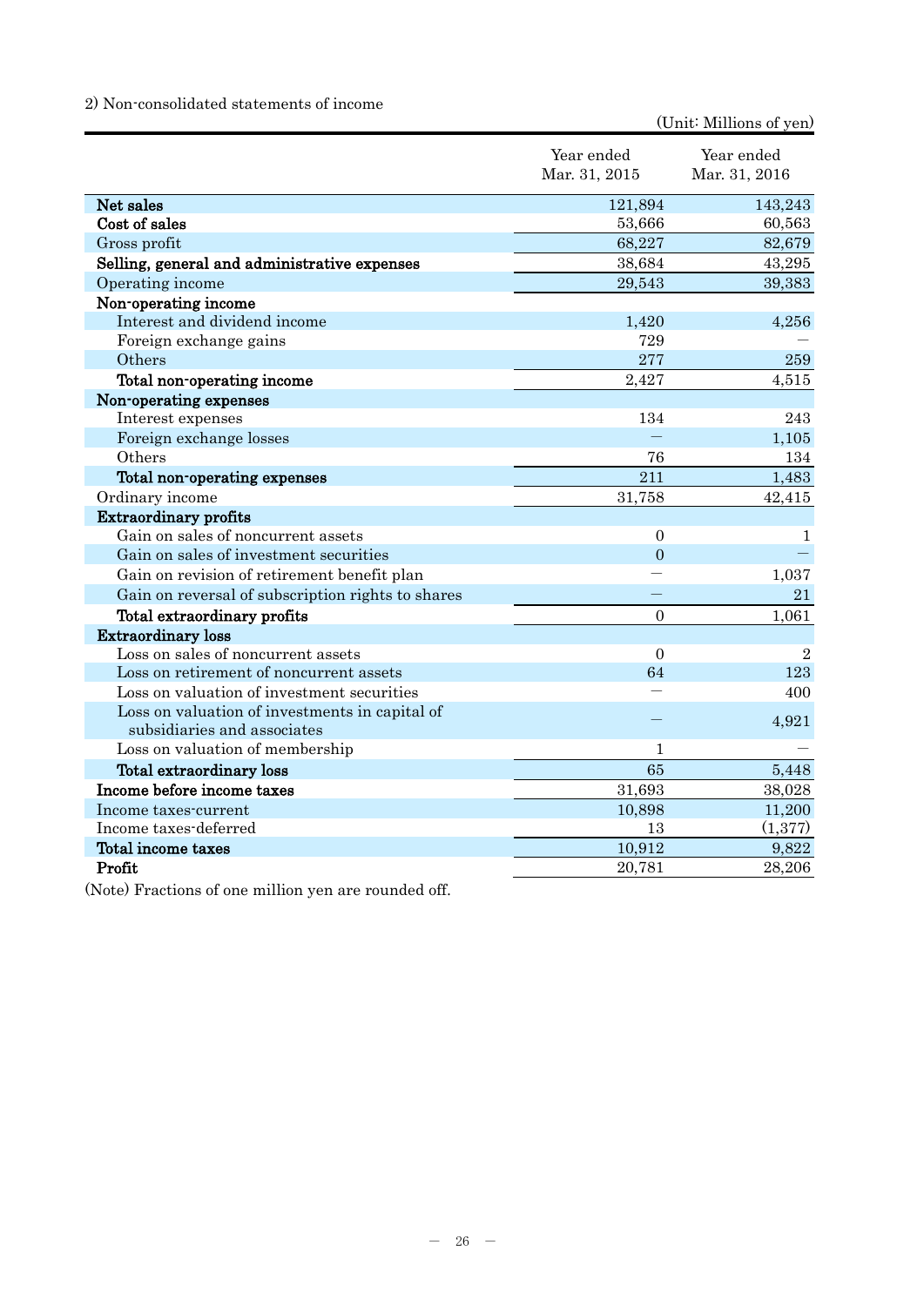2) Non-consolidated statements of income

(Unit: Millions of yen)

| | Year ended Mar. 31, 2015 | Year ended Mar. 31, 2016 |
|---|---|---|
| **Net sales** | 121,894 | 143,243 |
| **Cost of sales** | 53,666 | 60,563 |
| Gross profit | 68,227 | 82,679 |
| **Selling, general and administrative expenses** | 38,684 | 43,295 |
| Operating income | 29,543 | 39,383 |
| **Non-operating income** | | |
| Interest and dividend income | 1,420 | 4,256 |
| Foreign exchange gains | 729 | — |
| Others | 277 | 259 |
| **Total non-operating income** | 2,427 | 4,515 |
| **Non-operating expenses** | | |
| Interest expenses | 134 | 243 |
| Foreign exchange losses | — | 1,105 |
| Others | 76 | 134 |
| **Total non-operating expenses** | 211 | 1,483 |
| Ordinary income | 31,758 | 42,415 |
| **Extraordinary profits** | | |
| Gain on sales of noncurrent assets | 0 | 1 |
| Gain on sales of investment securities | 0 | — |
| Gain on revision of retirement benefit plan | — | 1,037 |
| Gain on reversal of subscription rights to shares | — | 21 |
| **Total extraordinary profits** | 0 | 1,061 |
| **Extraordinary loss** | | |
| Loss on sales of noncurrent assets | 0 | 2 |
| Loss on retirement of noncurrent assets | 64 | 123 |
| Loss on valuation of investment securities | — | 400 |
| Loss on valuation of investments in capital of subsidiaries and associates | — | 4,921 |
| Loss on valuation of membership | 1 | — |
| **Total extraordinary loss** | 65 | 5,448 |
| **Income before income taxes** | 31,693 | 38,028 |
| Income taxes-current | 10,898 | 11,200 |
| Income taxes-deferred | 13 | (1,377) |
| **Total income taxes** | 10,912 | 9,822 |
| **Profit** | 20,781 | 28,206 |

(Note) Fractions of one million yen are rounded off.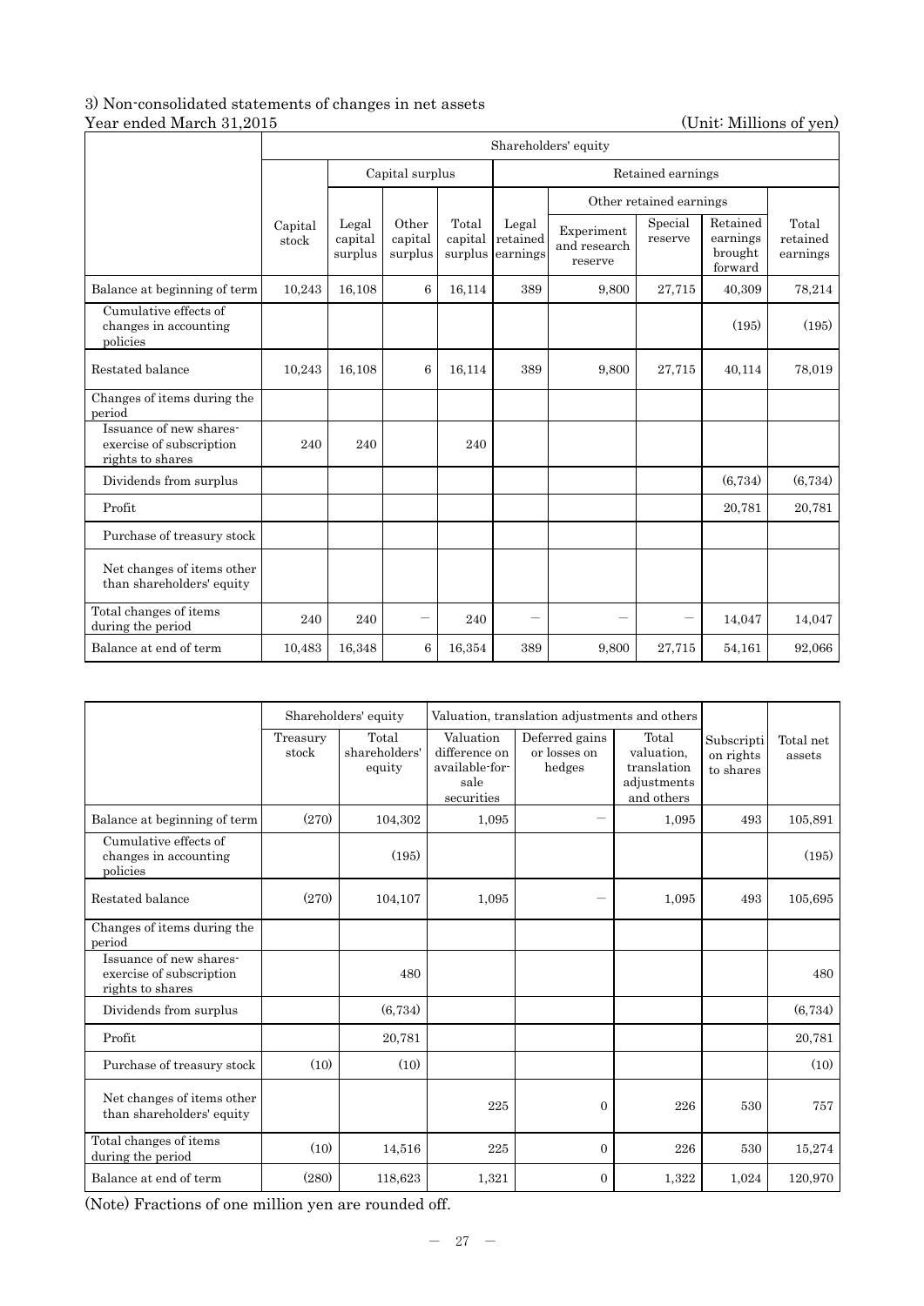### 3) Non-consolidated statements of changes in net assets

Year ended March 31,2015

(Unit: Millions of yen)

| | Shareholders' equity | | | | | | | | |
|---|---|---|---|---|---|---|---|---|---|
| | | Capital surplus | | | Retained earnings | | | | |
| | | | | | | Other retained earnings | | | |
| | Capital stock | Legal capital surplus | Other capital surplus | Total capital surplus | Legal retained earnings | Experiment and research reserve | Special reserve | Retained earnings brought forward | Total retained earnings |
| Balance at beginning of term | 10,243 | 16,108 | 6 | 16,114 | 389 | 9,800 | 27,715 | 40,309 | 78,214 |
| Cumulative effects of changes in accounting policies | | | | | | | | (195) | (195) |
| Restated balance | 10,243 | 16,108 | 6 | 16,114 | 389 | 9,800 | 27,715 | 40,114 | 78,019 |
| Changes of items during the period | | | | | | | | | |
| Issuance of new shares-exercise of subscription rights to shares | 240 | 240 | | 240 | | | | | |
| Dividends from surplus | | | | | | | | (6,734) | (6,734) |
| Profit | | | | | | | | 20,781 | 20,781 |
| Purchase of treasury stock | | | | | | | | | |
| Net changes of items other than shareholders' equity | | | | | | | | | |
| Total changes of items during the period | 240 | 240 | — | 240 | — | — | — | 14,047 | 14,047 |
| Balance at end of term | 10,483 | 16,348 | 6 | 16,354 | 389 | 9,800 | 27,715 | 54,161 | 92,066 |

| | Shareholders' equity | | Valuation, translation adjustments and others | | | | |
|---|---|---|---|---|---|---|---|
| | Treasury stock | Total shareholders' equity | Valuation difference on available-for-sale securities | Deferred gains or losses on hedges | Total valuation, translation adjustments and others | Subscription rights to shares | Total net assets |
| Balance at beginning of term | (270) | 104,302 | 1,095 | — | 1,095 | 493 | 105,891 |
| Cumulative effects of changes in accounting policies | | (195) | | | | | (195) |
| Restated balance | (270) | 104,107 | 1,095 | — | 1,095 | 493 | 105,695 |
| Changes of items during the period | | | | | | | |
| Issuance of new shares-exercise of subscription rights to shares | | 480 | | | | | 480 |
| Dividends from surplus | | (6,734) | | | | | (6,734) |
| Profit | | 20,781 | | | | | 20,781 |
| Purchase of treasury stock | (10) | (10) | | | | | (10) |
| Net changes of items other than shareholders' equity | | | 225 | 0 | 226 | 530 | 757 |
| Total changes of items during the period | (10) | 14,516 | 225 | 0 | 226 | 530 | 15,274 |
| Balance at end of term | (280) | 118,623 | 1,321 | 0 | 1,322 | 1,024 | 120,970 |

(Note) Fractions of one million yen are rounded off.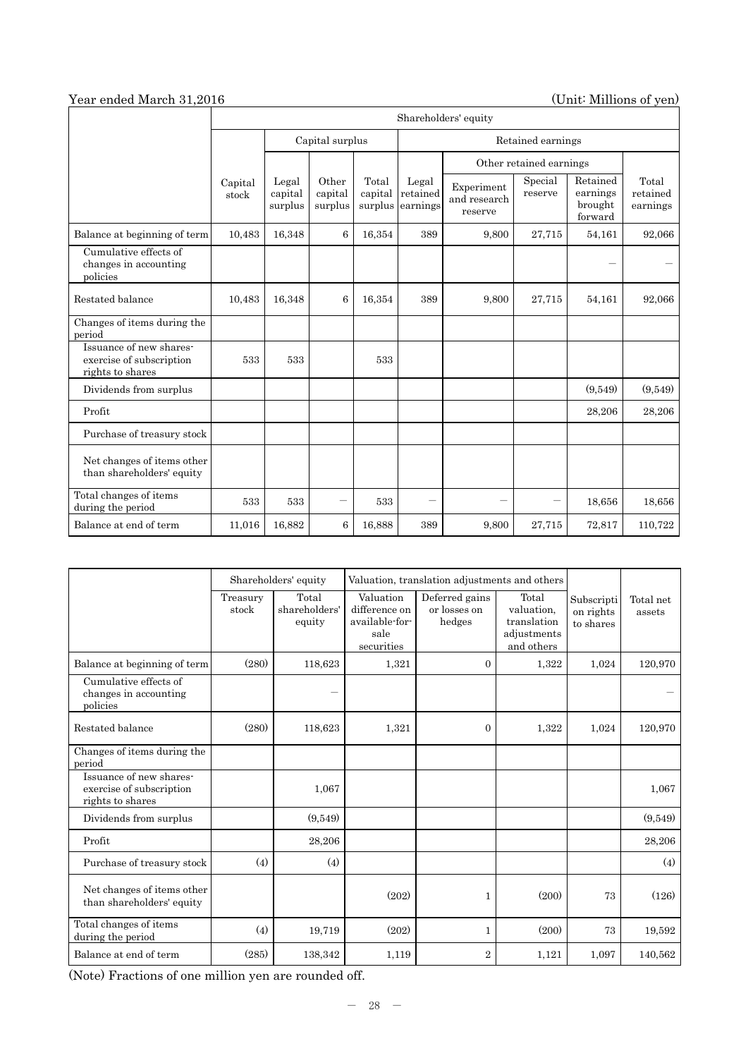Year ended March 31,2016 (Unit: Millions of yen)

| | Shareholders' equity | | | | | | | | |
|---|---|---|---|---|---|---|---|---|---|
| | | Capital surplus | | | Retained earnings | | | | |
| | | | | | | Other retained earnings | | | |
| | Capital stock | Legal capital surplus | Other capital surplus | Total capital surplus | Legal retained earnings | Experiment and research reserve | Special reserve | Retained earnings brought forward | Total retained earnings |
| Balance at beginning of term | 10,483 | 16,348 | 6 | 16,354 | 389 | 9,800 | 27,715 | 54,161 | 92,066 |
| Cumulative effects of changes in accounting policies | | | | | | | | — | — |
| Restated balance | 10,483 | 16,348 | 6 | 16,354 | 389 | 9,800 | 27,715 | 54,161 | 92,066 |
| Changes of items during the period | | | | | | | | | |
| Issuance of new shares-exercise of subscription rights to shares | 533 | 533 | | 533 | | | | | |
| Dividends from surplus | | | | | | | | (9,549) | (9,549) |
| Profit | | | | | | | | 28,206 | 28,206 |
| Purchase of treasury stock | | | | | | | | | |
| Net changes of items other than shareholders' equity | | | | | | | | | |
| Total changes of items during the period | 533 | 533 | — | 533 | — | — | — | 18,656 | 18,656 |
| Balance at end of term | 11,016 | 16,882 | 6 | 16,888 | 389 | 9,800 | 27,715 | 72,817 | 110,722 |

| | Shareholders' equity | | Valuation, translation adjustments and others | | | Subscription rights to shares | Total net assets |
|---|---|---|---|---|---|---|---|
| | Treasury stock | Total shareholders' equity | Valuation difference on available-for-sale securities | Deferred gains or losses on hedges | Total valuation, translation adjustments and others | | |
| Balance at beginning of term | (280) | 118,623 | 1,321 | 0 | 1,322 | 1,024 | 120,970 |
| Cumulative effects of changes in accounting policies | | — | | | | | — |
| Restated balance | (280) | 118,623 | 1,321 | 0 | 1,322 | 1,024 | 120,970 |
| Changes of items during the period | | | | | | | |
| Issuance of new shares-exercise of subscription rights to shares | | 1,067 | | | | | 1,067 |
| Dividends from surplus | | (9,549) | | | | | (9,549) |
| Profit | | 28,206 | | | | | 28,206 |
| Purchase of treasury stock | (4) | (4) | | | | | (4) |
| Net changes of items other than shareholders' equity | | | (202) | 1 | (200) | 73 | (126) |
| Total changes of items during the period | (4) | 19,719 | (202) | 1 | (200) | 73 | 19,592 |
| Balance at end of term | (285) | 138,342 | 1,119 | 2 | 1,121 | 1,097 | 140,562 |

(Note) Fractions of one million yen are rounded off.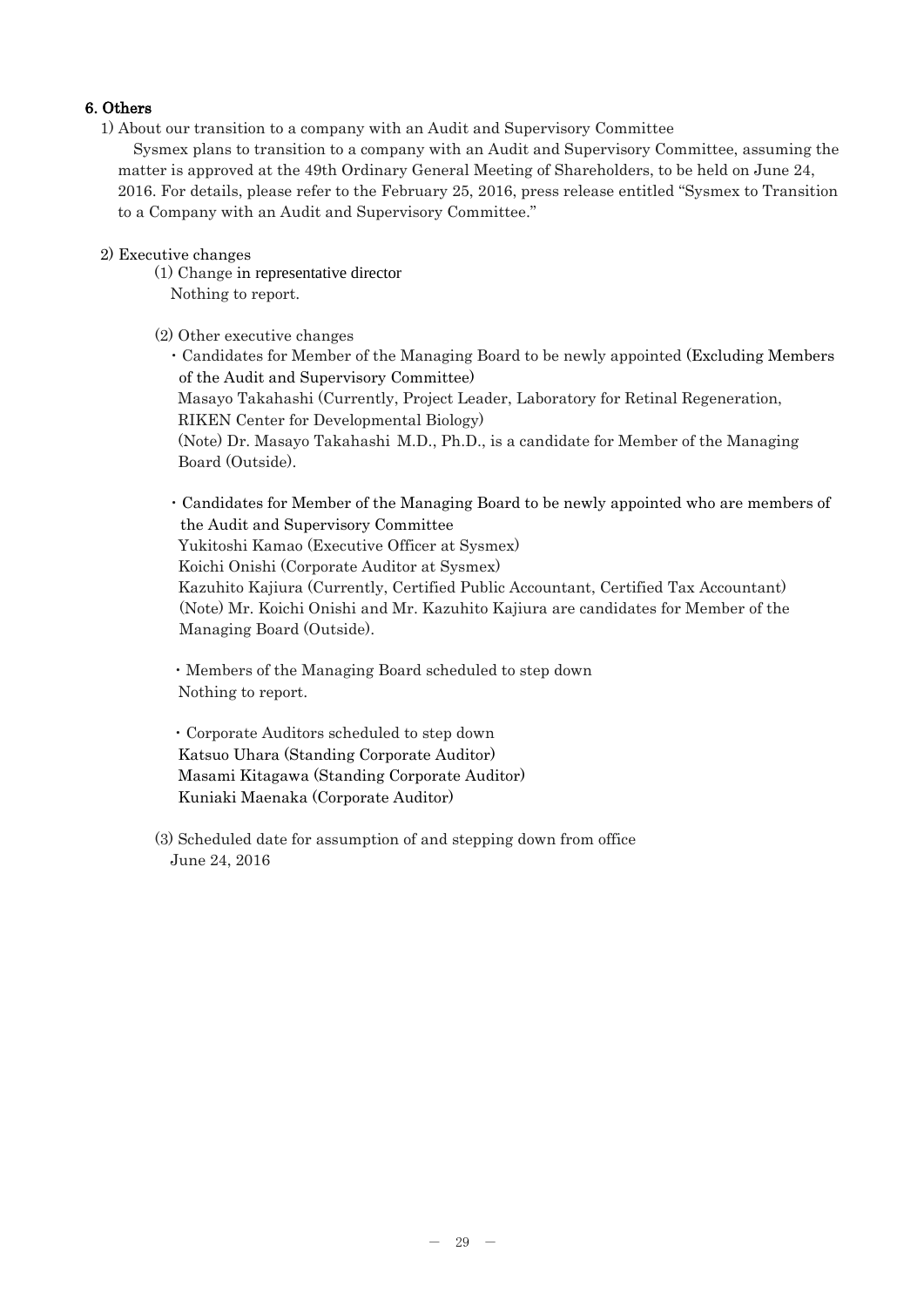## 6. Others

1) About our transition to a company with an Audit and Supervisory Committee

Sysmex plans to transition to a company with an Audit and Supervisory Committee, assuming the matter is approved at the 49th Ordinary General Meeting of Shareholders, to be held on June 24, 2016. For details, please refer to the February 25, 2016, press release entitled "Sysmex to Transition to a Company with an Audit and Supervisory Committee."

2) Executive changes

(1) Change in representative director

Nothing to report.

(2) Other executive changes

・Candidates for Member of the Managing Board to be newly appointed (Excluding Members of the Audit and Supervisory Committee)

Masayo Takahashi (Currently, Project Leader, Laboratory for Retinal Regeneration, RIKEN Center for Developmental Biology)

(Note) Dr. Masayo Takahashi M.D., Ph.D., is a candidate for Member of the Managing Board (Outside).

・Candidates for Member of the Managing Board to be newly appointed who are members of the Audit and Supervisory Committee

Yukitoshi Kamao (Executive Officer at Sysmex)

Koichi Onishi (Corporate Auditor at Sysmex)

Kazuhito Kajiura (Currently, Certified Public Accountant, Certified Tax Accountant)

(Note) Mr. Koichi Onishi and Mr. Kazuhito Kajiura are candidates for Member of the Managing Board (Outside).

・Members of the Managing Board scheduled to step down

Nothing to report.

・Corporate Auditors scheduled to step down

Katsuo Uhara (Standing Corporate Auditor)

Masami Kitagawa (Standing Corporate Auditor)

Kuniaki Maenaka (Corporate Auditor)

(3) Scheduled date for assumption of and stepping down from office

June 24, 2016